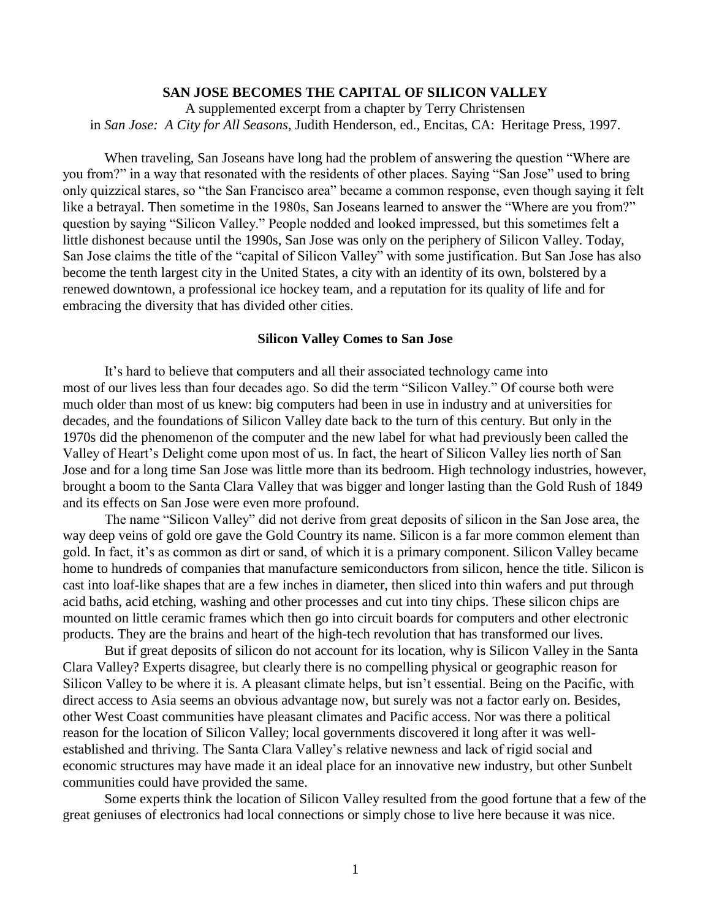# SAN JOSE BECOMES THE CAPITAL OF SILICON VALLEY

A supplemented excerpt from a chapter by Terry Christensen in *San Jose: A City for All Seasons*, Judith Henderson, ed., Encitas, CA: Heritage Press, 1997.

When traveling, San Joseans have long had the problem of answering the question "Where are you from?" in a way that resonated with the residents of other places. Saying "San Jose" used to bring only quizzical stares, so "the San Francisco area" became a common response, even though saying it felt like a betrayal. Then sometime in the 1980s, San Joseans learned to answer the "Where are you from?" question by saying "Silicon Valley." People nodded and looked impressed, but this sometimes felt a little dishonest because until the 1990s, San Jose was only on the periphery of Silicon Valley. Today, San Jose claims the title of the "capital of Silicon Valley" with some justification. But San Jose has also become the tenth largest city in the United States, a city with an identity of its own, bolstered by a renewed downtown, a professional ice hockey team, and a reputation for its quality of life and for embracing the diversity that has divided other cities.

## Silicon Valley Comes to San Jose

It's hard to believe that computers and all their associated technology came into most of our lives less than four decades ago. So did the term "Silicon Valley." Of course both were much older than most of us knew: big computers had been in use in industry and at universities for decades, and the foundations of Silicon Valley date back to the turn of this century. But only in the 1970s did the phenomenon of the computer and the new label for what had previously been called the Valley of Heart's Delight come upon most of us. In fact, the heart of Silicon Valley lies north of San Jose and for a long time San Jose was little more than its bedroom. High technology industries, however, brought a boom to the Santa Clara Valley that was bigger and longer lasting than the Gold Rush of 1849 and its effects on San Jose were even more profound.

The name "Silicon Valley" did not derive from great deposits of silicon in the San Jose area, the way deep veins of gold ore gave the Gold Country its name. Silicon is a far more common element than gold. In fact, it's as common as dirt or sand, of which it is a primary component. Silicon Valley became home to hundreds of companies that manufacture semiconductors from silicon, hence the title. Silicon is cast into loaf-like shapes that are a few inches in diameter, then sliced into thin wafers and put through acid baths, acid etching, washing and other processes and cut into tiny chips. These silicon chips are mounted on little ceramic frames which then go into circuit boards for computers and other electronic products. They are the brains and heart of the high-tech revolution that has transformed our lives.

But if great deposits of silicon do not account for its location, why is Silicon Valley in the Santa Clara Valley? Experts disagree, but clearly there is no compelling physical or geographic reason for Silicon Valley to be where it is. A pleasant climate helps, but isn't essential. Being on the Pacific, with direct access to Asia seems an obvious advantage now, but surely was not a factor early on. Besides, other West Coast communities have pleasant climates and Pacific access. Nor was there a political reason for the location of Silicon Valley; local governments discovered it long after it was well-established and thriving. The Santa Clara Valley's relative newness and lack of rigid social and economic structures may have made it an ideal place for an innovative new industry, but other Sunbelt communities could have provided the same.

Some experts think the location of Silicon Valley resulted from the good fortune that a few of the great geniuses of electronics had local connections or simply chose to live here because it was nice.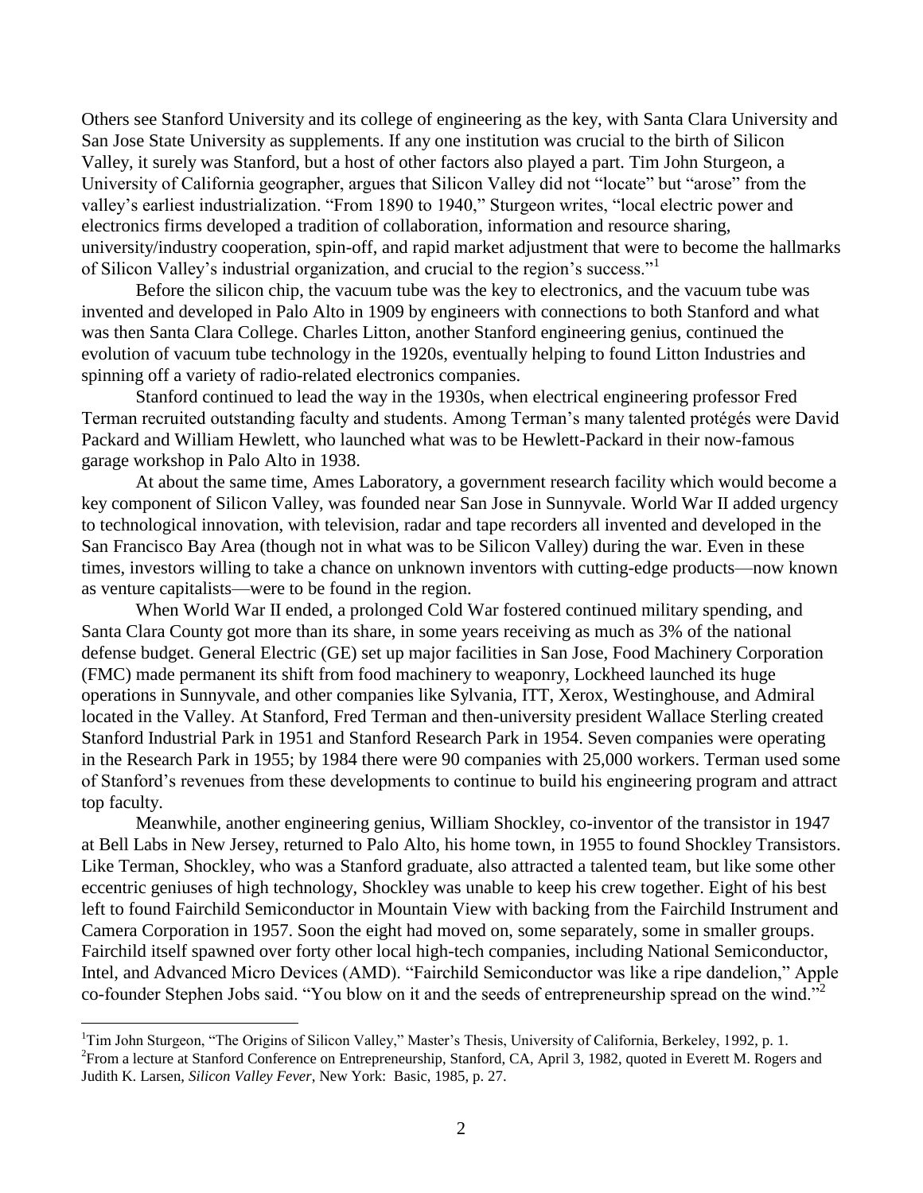Others see Stanford University and its college of engineering as the key, with Santa Clara University and San Jose State University as supplements. If any one institution was crucial to the birth of Silicon Valley, it surely was Stanford, but a host of other factors also played a part. Tim John Sturgeon, a University of California geographer, argues that Silicon Valley did not "locate" but "arose" from the valley's earliest industrialization. "From 1890 to 1940," Sturgeon writes, "local electric power and electronics firms developed a tradition of collaboration, information and resource sharing, university/industry cooperation, spin-off, and rapid market adjustment that were to become the hallmarks of Silicon Valley's industrial organization, and crucial to the region's success."[1]

Before the silicon chip, the vacuum tube was the key to electronics, and the vacuum tube was invented and developed in Palo Alto in 1909 by engineers with connections to both Stanford and what was then Santa Clara College. Charles Litton, another Stanford engineering genius, continued the evolution of vacuum tube technology in the 1920s, eventually helping to found Litton Industries and spinning off a variety of radio-related electronics companies.

Stanford continued to lead the way in the 1930s, when electrical engineering professor Fred Terman recruited outstanding faculty and students. Among Terman's many talented protégés were David Packard and William Hewlett, who launched what was to be Hewlett-Packard in their now-famous garage workshop in Palo Alto in 1938.

At about the same time, Ames Laboratory, a government research facility which would become a key component of Silicon Valley, was founded near San Jose in Sunnyvale. World War II added urgency to technological innovation, with television, radar and tape recorders all invented and developed in the San Francisco Bay Area (though not in what was to be Silicon Valley) during the war. Even in these times, investors willing to take a chance on unknown inventors with cutting-edge products—now known as venture capitalists—were to be found in the region.

When World War II ended, a prolonged Cold War fostered continued military spending, and Santa Clara County got more than its share, in some years receiving as much as 3% of the national defense budget. General Electric (GE) set up major facilities in San Jose, Food Machinery Corporation (FMC) made permanent its shift from food machinery to weaponry, Lockheed launched its huge operations in Sunnyvale, and other companies like Sylvania, ITT, Xerox, Westinghouse, and Admiral located in the Valley. At Stanford, Fred Terman and then-university president Wallace Sterling created Stanford Industrial Park in 1951 and Stanford Research Park in 1954. Seven companies were operating in the Research Park in 1955; by 1984 there were 90 companies with 25,000 workers. Terman used some of Stanford's revenues from these developments to continue to build his engineering program and attract top faculty.

Meanwhile, another engineering genius, William Shockley, co-inventor of the transistor in 1947 at Bell Labs in New Jersey, returned to Palo Alto, his home town, in 1955 to found Shockley Transistors. Like Terman, Shockley, who was a Stanford graduate, also attracted a talented team, but like some other eccentric geniuses of high technology, Shockley was unable to keep his crew together. Eight of his best left to found Fairchild Semiconductor in Mountain View with backing from the Fairchild Instrument and Camera Corporation in 1957. Soon the eight had moved on, some separately, some in smaller groups. Fairchild itself spawned over forty other local high-tech companies, including National Semiconductor, Intel, and Advanced Micro Devices (AMD). "Fairchild Semiconductor was like a ripe dandelion," Apple co-founder Stephen Jobs said. "You blow on it and the seeds of entrepreneurship spread on the wind."[2]

---

[1]Tim John Sturgeon, "The Origins of Silicon Valley," Master's Thesis, University of California, Berkeley, 1992, p. 1.

[2]From a lecture at Stanford Conference on Entrepreneurship, Stanford, CA, April 3, 1982, quoted in Everett M. Rogers and Judith K. Larsen, *Silicon Valley Fever*, New York: Basic, 1985, p. 27.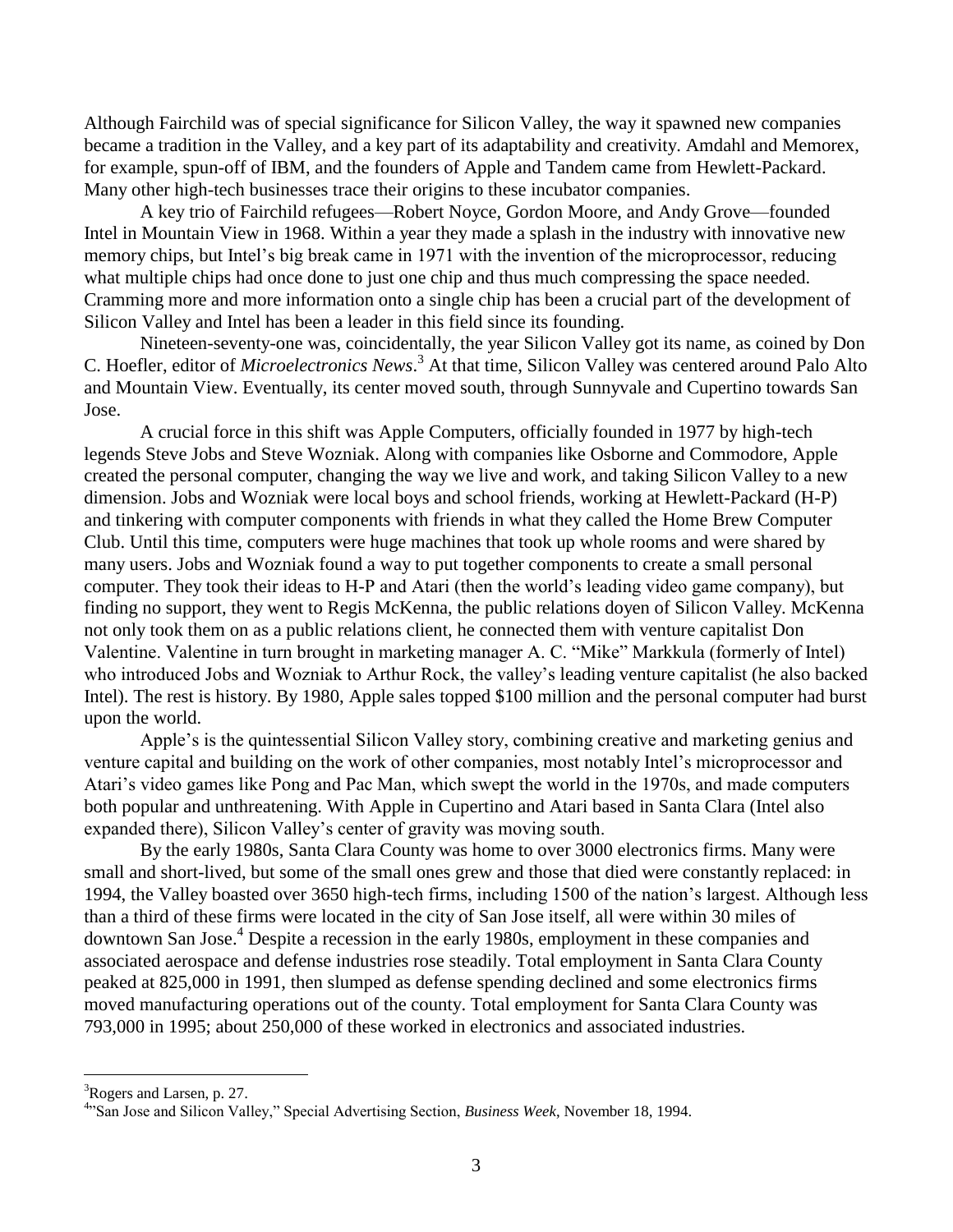Although Fairchild was of special significance for Silicon Valley, the way it spawned new companies became a tradition in the Valley, and a key part of its adaptability and creativity. Amdahl and Memorex, for example, spun-off of IBM, and the founders of Apple and Tandem came from Hewlett-Packard. Many other high-tech businesses trace their origins to these incubator companies.

A key trio of Fairchild refugees—Robert Noyce, Gordon Moore, and Andy Grove—founded Intel in Mountain View in 1968. Within a year they made a splash in the industry with innovative new memory chips, but Intel's big break came in 1971 with the invention of the microprocessor, reducing what multiple chips had once done to just one chip and thus much compressing the space needed. Cramming more and more information onto a single chip has been a crucial part of the development of Silicon Valley and Intel has been a leader in this field since its founding.

Nineteen-seventy-one was, coincidentally, the year Silicon Valley got its name, as coined by Don C. Hoefler, editor of *Microelectronics News*.[3] At that time, Silicon Valley was centered around Palo Alto and Mountain View. Eventually, its center moved south, through Sunnyvale and Cupertino towards San Jose.

A crucial force in this shift was Apple Computers, officially founded in 1977 by high-tech legends Steve Jobs and Steve Wozniak. Along with companies like Osborne and Commodore, Apple created the personal computer, changing the way we live and work, and taking Silicon Valley to a new dimension. Jobs and Wozniak were local boys and school friends, working at Hewlett-Packard (H-P) and tinkering with computer components with friends in what they called the Home Brew Computer Club. Until this time, computers were huge machines that took up whole rooms and were shared by many users. Jobs and Wozniak found a way to put together components to create a small personal computer. They took their ideas to H-P and Atari (then the world's leading video game company), but finding no support, they went to Regis McKenna, the public relations doyen of Silicon Valley. McKenna not only took them on as a public relations client, he connected them with venture capitalist Don Valentine. Valentine in turn brought in marketing manager A. C. "Mike" Markkula (formerly of Intel) who introduced Jobs and Wozniak to Arthur Rock, the valley's leading venture capitalist (he also backed Intel). The rest is history. By 1980, Apple sales topped $100 million and the personal computer had burst upon the world.

Apple's is the quintessential Silicon Valley story, combining creative and marketing genius and venture capital and building on the work of other companies, most notably Intel's microprocessor and Atari's video games like Pong and Pac Man, which swept the world in the 1970s, and made computers both popular and unthreatening. With Apple in Cupertino and Atari based in Santa Clara (Intel also expanded there), Silicon Valley's center of gravity was moving south.

By the early 1980s, Santa Clara County was home to over 3000 electronics firms. Many were small and short-lived, but some of the small ones grew and those that died were constantly replaced: in 1994, the Valley boasted over 3650 high-tech firms, including 1500 of the nation's largest. Although less than a third of these firms were located in the city of San Jose itself, all were within 30 miles of downtown San Jose.[4] Despite a recession in the early 1980s, employment in these companies and associated aerospace and defense industries rose steadily. Total employment in Santa Clara County peaked at 825,000 in 1991, then slumped as defense spending declined and some electronics firms moved manufacturing operations out of the county. Total employment for Santa Clara County was 793,000 in 1995; about 250,000 of these worked in electronics and associated industries.

---

[3] Rogers and Larsen, p. 27.

[4] "San Jose and Silicon Valley," Special Advertising Section, *Business Week*, November 18, 1994.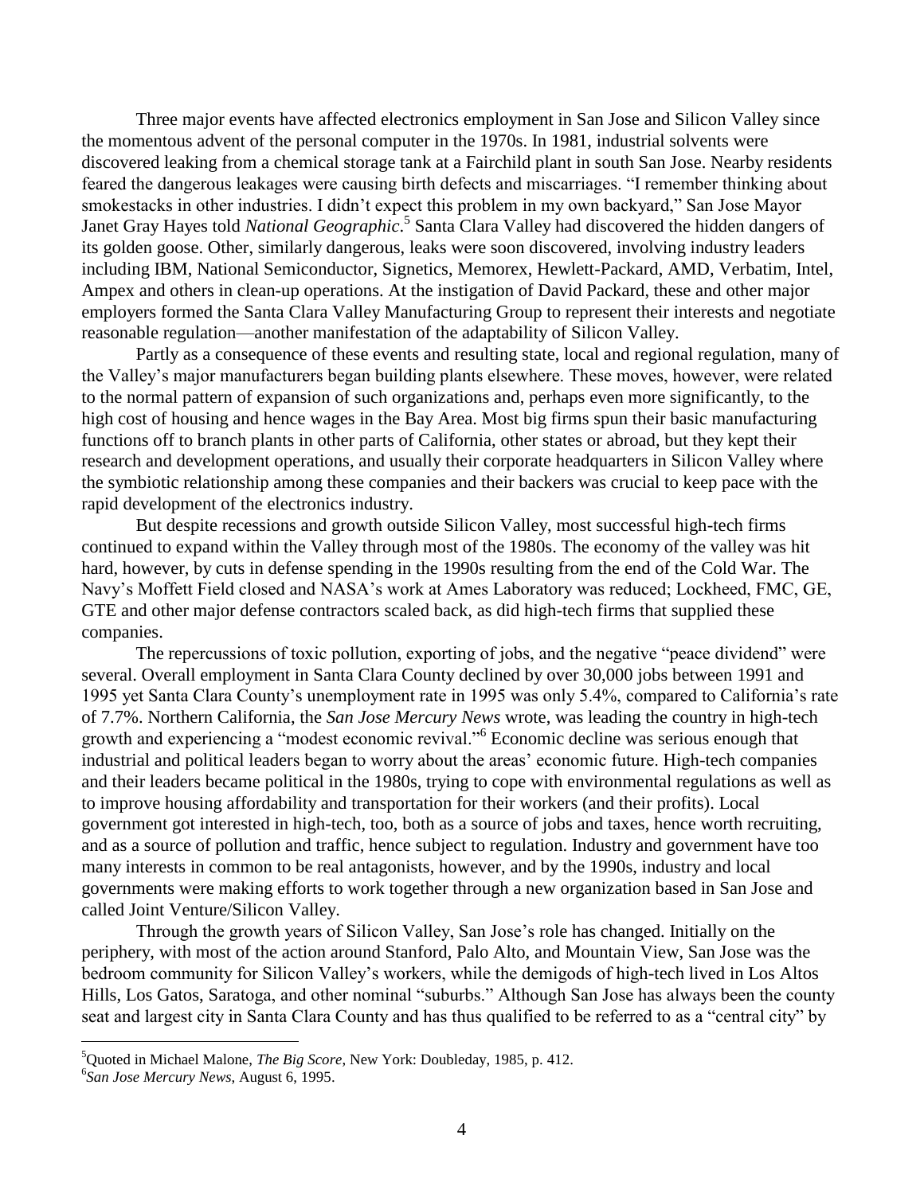Three major events have affected electronics employment in San Jose and Silicon Valley since the momentous advent of the personal computer in the 1970s. In 1981, industrial solvents were discovered leaking from a chemical storage tank at a Fairchild plant in south San Jose. Nearby residents feared the dangerous leakages were causing birth defects and miscarriages. "I remember thinking about smokestacks in other industries. I didn't expect this problem in my own backyard," San Jose Mayor Janet Gray Hayes told *National Geographic*.[5] Santa Clara Valley had discovered the hidden dangers of its golden goose. Other, similarly dangerous, leaks were soon discovered, involving industry leaders including IBM, National Semiconductor, Signetics, Memorex, Hewlett-Packard, AMD, Verbatim, Intel, Ampex and others in clean-up operations. At the instigation of David Packard, these and other major employers formed the Santa Clara Valley Manufacturing Group to represent their interests and negotiate reasonable regulation—another manifestation of the adaptability of Silicon Valley.

Partly as a consequence of these events and resulting state, local and regional regulation, many of the Valley's major manufacturers began building plants elsewhere. These moves, however, were related to the normal pattern of expansion of such organizations and, perhaps even more significantly, to the high cost of housing and hence wages in the Bay Area. Most big firms spun their basic manufacturing functions off to branch plants in other parts of California, other states or abroad, but they kept their research and development operations, and usually their corporate headquarters in Silicon Valley where the symbiotic relationship among these companies and their backers was crucial to keep pace with the rapid development of the electronics industry.

But despite recessions and growth outside Silicon Valley, most successful high-tech firms continued to expand within the Valley through most of the 1980s. The economy of the valley was hit hard, however, by cuts in defense spending in the 1990s resulting from the end of the Cold War. The Navy's Moffett Field closed and NASA's work at Ames Laboratory was reduced; Lockheed, FMC, GE, GTE and other major defense contractors scaled back, as did high-tech firms that supplied these companies.

The repercussions of toxic pollution, exporting of jobs, and the negative "peace dividend" were several. Overall employment in Santa Clara County declined by over 30,000 jobs between 1991 and 1995 yet Santa Clara County's unemployment rate in 1995 was only 5.4%, compared to California's rate of 7.7%. Northern California, the *San Jose Mercury News* wrote, was leading the country in high-tech growth and experiencing a "modest economic revival."[6] Economic decline was serious enough that industrial and political leaders began to worry about the areas' economic future. High-tech companies and their leaders became political in the 1980s, trying to cope with environmental regulations as well as to improve housing affordability and transportation for their workers (and their profits). Local government got interested in high-tech, too, both as a source of jobs and taxes, hence worth recruiting, and as a source of pollution and traffic, hence subject to regulation. Industry and government have too many interests in common to be real antagonists, however, and by the 1990s, industry and local governments were making efforts to work together through a new organization based in San Jose and called Joint Venture/Silicon Valley.

Through the growth years of Silicon Valley, San Jose's role has changed. Initially on the periphery, with most of the action around Stanford, Palo Alto, and Mountain View, San Jose was the bedroom community for Silicon Valley's workers, while the demigods of high-tech lived in Los Altos Hills, Los Gatos, Saratoga, and other nominal "suburbs." Although San Jose has always been the county seat and largest city in Santa Clara County and has thus qualified to be referred to as a "central city" by

---

[5] Quoted in Michael Malone, *The Big Score*, New York: Doubleday, 1985, p. 412.

[6] *San Jose Mercury News*, August 6, 1995.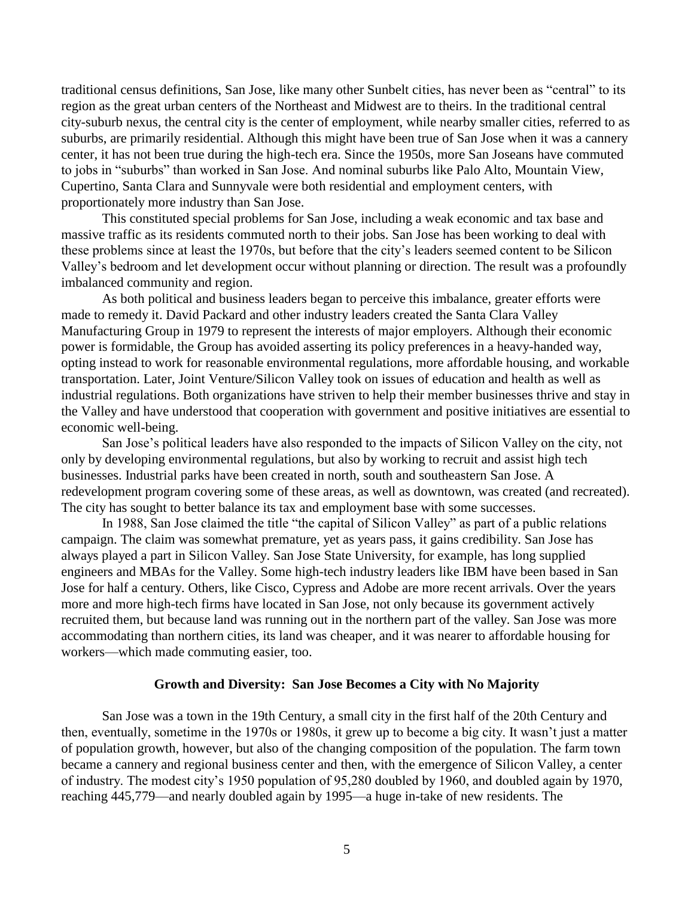traditional census definitions, San Jose, like many other Sunbelt cities, has never been as "central" to its region as the great urban centers of the Northeast and Midwest are to theirs. In the traditional central city-suburb nexus, the central city is the center of employment, while nearby smaller cities, referred to as suburbs, are primarily residential. Although this might have been true of San Jose when it was a cannery center, it has not been true during the high-tech era. Since the 1950s, more San Joseans have commuted to jobs in "suburbs" than worked in San Jose. And nominal suburbs like Palo Alto, Mountain View, Cupertino, Santa Clara and Sunnyvale were both residential and employment centers, with proportionately more industry than San Jose.

This constituted special problems for San Jose, including a weak economic and tax base and massive traffic as its residents commuted north to their jobs. San Jose has been working to deal with these problems since at least the 1970s, but before that the city's leaders seemed content to be Silicon Valley's bedroom and let development occur without planning or direction. The result was a profoundly imbalanced community and region.

As both political and business leaders began to perceive this imbalance, greater efforts were made to remedy it. David Packard and other industry leaders created the Santa Clara Valley Manufacturing Group in 1979 to represent the interests of major employers. Although their economic power is formidable, the Group has avoided asserting its policy preferences in a heavy-handed way, opting instead to work for reasonable environmental regulations, more affordable housing, and workable transportation. Later, Joint Venture/Silicon Valley took on issues of education and health as well as industrial regulations. Both organizations have striven to help their member businesses thrive and stay in the Valley and have understood that cooperation with government and positive initiatives are essential to economic well-being.

San Jose's political leaders have also responded to the impacts of Silicon Valley on the city, not only by developing environmental regulations, but also by working to recruit and assist high tech businesses. Industrial parks have been created in north, south and southeastern San Jose. A redevelopment program covering some of these areas, as well as downtown, was created (and recreated). The city has sought to better balance its tax and employment base with some successes.

In 1988, San Jose claimed the title "the capital of Silicon Valley" as part of a public relations campaign. The claim was somewhat premature, yet as years pass, it gains credibility. San Jose has always played a part in Silicon Valley. San Jose State University, for example, has long supplied engineers and MBAs for the Valley. Some high-tech industry leaders like IBM have been based in San Jose for half a century. Others, like Cisco, Cypress and Adobe are more recent arrivals. Over the years more and more high-tech firms have located in San Jose, not only because its government actively recruited them, but because land was running out in the northern part of the valley. San Jose was more accommodating than northern cities, its land was cheaper, and it was nearer to affordable housing for workers—which made commuting easier, too.

## Growth and Diversity: San Jose Becomes a City with No Majority

San Jose was a town in the 19th Century, a small city in the first half of the 20th Century and then, eventually, sometime in the 1970s or 1980s, it grew up to become a big city. It wasn't just a matter of population growth, however, but also of the changing composition of the population. The farm town became a cannery and regional business center and then, with the emergence of Silicon Valley, a center of industry. The modest city's 1950 population of 95,280 doubled by 1960, and doubled again by 1970, reaching 445,779—and nearly doubled again by 1995—a huge in-take of new residents. The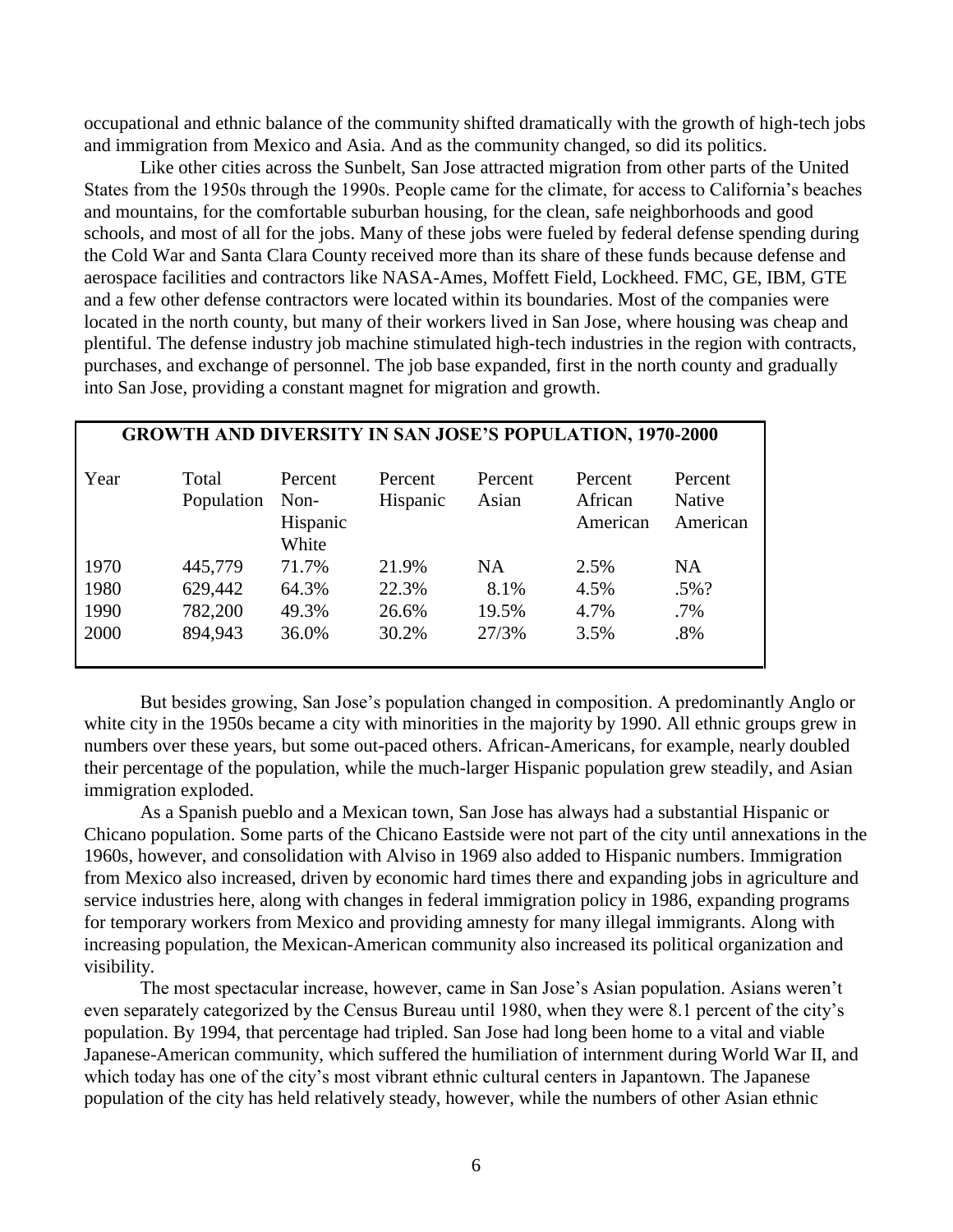occupational and ethnic balance of the community shifted dramatically with the growth of high-tech jobs and immigration from Mexico and Asia. And as the community changed, so did its politics.

Like other cities across the Sunbelt, San Jose attracted migration from other parts of the United States from the 1950s through the 1990s. People came for the climate, for access to California's beaches and mountains, for the comfortable suburban housing, for the clean, safe neighborhoods and good schools, and most of all for the jobs. Many of these jobs were fueled by federal defense spending during the Cold War and Santa Clara County received more than its share of these funds because defense and aerospace facilities and contractors like NASA-Ames, Moffett Field, Lockheed. FMC, GE, IBM, GTE and a few other defense contractors were located within its boundaries. Most of the companies were located in the north county, but many of their workers lived in San Jose, where housing was cheap and plentiful. The defense industry job machine stimulated high-tech industries in the region with contracts, purchases, and exchange of personnel. The job base expanded, first in the north county and gradually into San Jose, providing a constant magnet for migration and growth.

**GROWTH AND DIVERSITY IN SAN JOSE'S POPULATION, 1970-2000**

| Year | Total Population | Percent Non-Hispanic White | Percent Hispanic | Percent Asian | Percent African American | Percent Native American |
|---|---|---|---|---|---|---|
| 1970 | 445,779 | 71.7% | 21.9% | NA | 2.5% | NA |
| 1980 | 629,442 | 64.3% | 22.3% | 8.1% | 4.5% | .5%? |
| 1990 | 782,200 | 49.3% | 26.6% | 19.5% | 4.7% | .7% |
| 2000 | 894,943 | 36.0% | 30.2% | 27/3% | 3.5% | .8% |

But besides growing, San Jose's population changed in composition. A predominantly Anglo or white city in the 1950s became a city with minorities in the majority by 1990. All ethnic groups grew in numbers over these years, but some out-paced others. African-Americans, for example, nearly doubled their percentage of the population, while the much-larger Hispanic population grew steadily, and Asian immigration exploded.

As a Spanish pueblo and a Mexican town, San Jose has always had a substantial Hispanic or Chicano population. Some parts of the Chicano Eastside were not part of the city until annexations in the 1960s, however, and consolidation with Alviso in 1969 also added to Hispanic numbers. Immigration from Mexico also increased, driven by economic hard times there and expanding jobs in agriculture and service industries here, along with changes in federal immigration policy in 1986, expanding programs for temporary workers from Mexico and providing amnesty for many illegal immigrants. Along with increasing population, the Mexican-American community also increased its political organization and visibility.

The most spectacular increase, however, came in San Jose's Asian population. Asians weren't even separately categorized by the Census Bureau until 1980, when they were 8.1 percent of the city's population. By 1994, that percentage had tripled. San Jose had long been home to a vital and viable Japanese-American community, which suffered the humiliation of internment during World War II, and which today has one of the city's most vibrant ethnic cultural centers in Japantown. The Japanese population of the city has held relatively steady, however, while the numbers of other Asian ethnic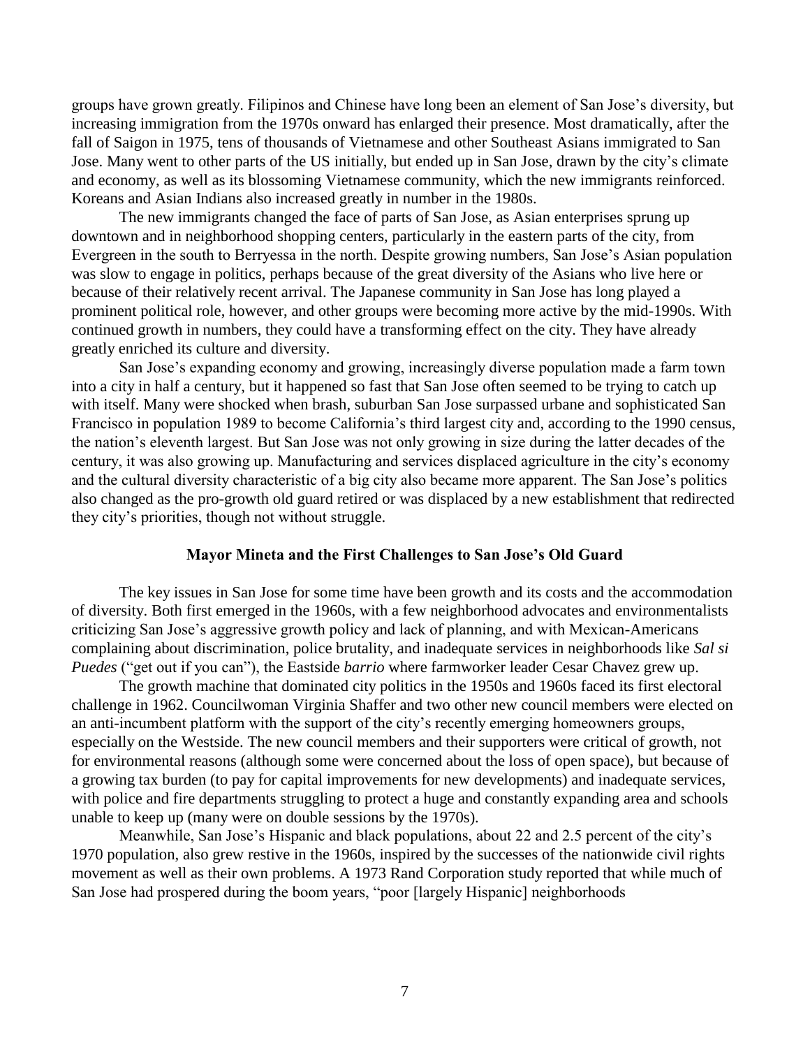groups have grown greatly. Filipinos and Chinese have long been an element of San Jose's diversity, but increasing immigration from the 1970s onward has enlarged their presence. Most dramatically, after the fall of Saigon in 1975, tens of thousands of Vietnamese and other Southeast Asians immigrated to San Jose. Many went to other parts of the US initially, but ended up in San Jose, drawn by the city's climate and economy, as well as its blossoming Vietnamese community, which the new immigrants reinforced. Koreans and Asian Indians also increased greatly in number in the 1980s.

The new immigrants changed the face of parts of San Jose, as Asian enterprises sprung up downtown and in neighborhood shopping centers, particularly in the eastern parts of the city, from Evergreen in the south to Berryessa in the north. Despite growing numbers, San Jose's Asian population was slow to engage in politics, perhaps because of the great diversity of the Asians who live here or because of their relatively recent arrival. The Japanese community in San Jose has long played a prominent political role, however, and other groups were becoming more active by the mid-1990s. With continued growth in numbers, they could have a transforming effect on the city. They have already greatly enriched its culture and diversity.

San Jose's expanding economy and growing, increasingly diverse population made a farm town into a city in half a century, but it happened so fast that San Jose often seemed to be trying to catch up with itself. Many were shocked when brash, suburban San Jose surpassed urbane and sophisticated San Francisco in population 1989 to become California's third largest city and, according to the 1990 census, the nation's eleventh largest. But San Jose was not only growing in size during the latter decades of the century, it was also growing up. Manufacturing and services displaced agriculture in the city's economy and the cultural diversity characteristic of a big city also became more apparent. The San Jose's politics also changed as the pro-growth old guard retired or was displaced by a new establishment that redirected they city's priorities, though not without struggle.

### Mayor Mineta and the First Challenges to San Jose's Old Guard

The key issues in San Jose for some time have been growth and its costs and the accommodation of diversity. Both first emerged in the 1960s, with a few neighborhood advocates and environmentalists criticizing San Jose's aggressive growth policy and lack of planning, and with Mexican-Americans complaining about discrimination, police brutality, and inadequate services in neighborhoods like *Sal si Puedes* ("get out if you can"), the Eastside *barrio* where farmworker leader Cesar Chavez grew up.

The growth machine that dominated city politics in the 1950s and 1960s faced its first electoral challenge in 1962. Councilwoman Virginia Shaffer and two other new council members were elected on an anti-incumbent platform with the support of the city's recently emerging homeowners groups, especially on the Westside. The new council members and their supporters were critical of growth, not for environmental reasons (although some were concerned about the loss of open space), but because of a growing tax burden (to pay for capital improvements for new developments) and inadequate services, with police and fire departments struggling to protect a huge and constantly expanding area and schools unable to keep up (many were on double sessions by the 1970s).

Meanwhile, San Jose's Hispanic and black populations, about 22 and 2.5 percent of the city's 1970 population, also grew restive in the 1960s, inspired by the successes of the nationwide civil rights movement as well as their own problems. A 1973 Rand Corporation study reported that while much of San Jose had prospered during the boom years, "poor [largely Hispanic] neighborhoods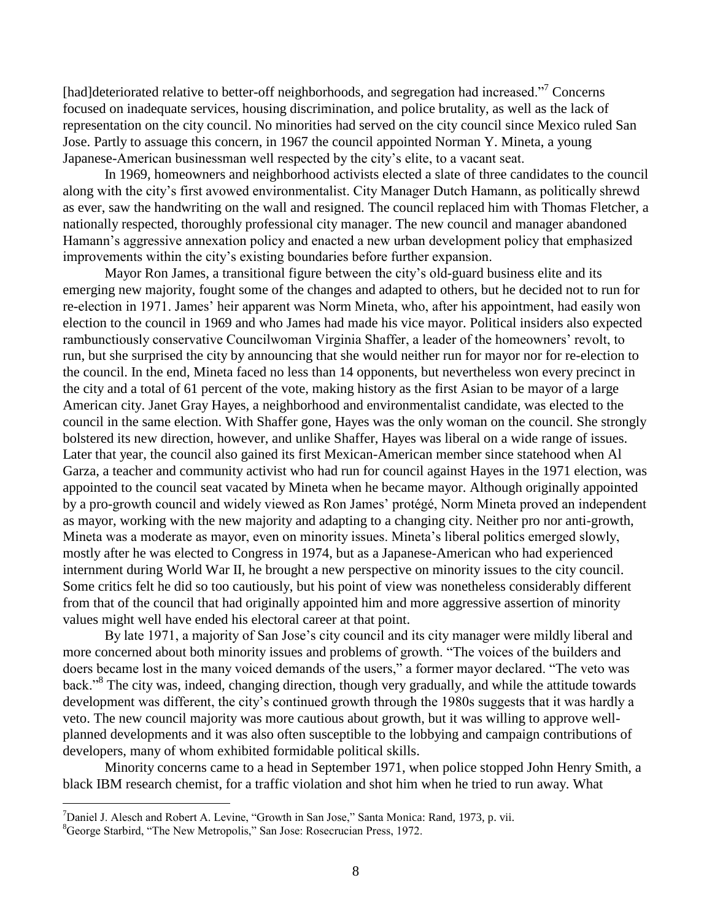[had]deteriorated relative to better-off neighborhoods, and segregation had increased."[7] Concerns focused on inadequate services, housing discrimination, and police brutality, as well as the lack of representation on the city council. No minorities had served on the city council since Mexico ruled San Jose. Partly to assuage this concern, in 1967 the council appointed Norman Y. Mineta, a young Japanese-American businessman well respected by the city's elite, to a vacant seat.

In 1969, homeowners and neighborhood activists elected a slate of three candidates to the council along with the city's first avowed environmentalist. City Manager Dutch Hamann, as politically shrewd as ever, saw the handwriting on the wall and resigned. The council replaced him with Thomas Fletcher, a nationally respected, thoroughly professional city manager. The new council and manager abandoned Hamann's aggressive annexation policy and enacted a new urban development policy that emphasized improvements within the city's existing boundaries before further expansion.

Mayor Ron James, a transitional figure between the city's old-guard business elite and its emerging new majority, fought some of the changes and adapted to others, but he decided not to run for re-election in 1971. James' heir apparent was Norm Mineta, who, after his appointment, had easily won election to the council in 1969 and who James had made his vice mayor. Political insiders also expected rambunctiously conservative Councilwoman Virginia Shaffer, a leader of the homeowners' revolt, to run, but she surprised the city by announcing that she would neither run for mayor nor for re-election to the council. In the end, Mineta faced no less than 14 opponents, but nevertheless won every precinct in the city and a total of 61 percent of the vote, making history as the first Asian to be mayor of a large American city. Janet Gray Hayes, a neighborhood and environmentalist candidate, was elected to the council in the same election. With Shaffer gone, Hayes was the only woman on the council. She strongly bolstered its new direction, however, and unlike Shaffer, Hayes was liberal on a wide range of issues. Later that year, the council also gained its first Mexican-American member since statehood when Al Garza, a teacher and community activist who had run for council against Hayes in the 1971 election, was appointed to the council seat vacated by Mineta when he became mayor. Although originally appointed by a pro-growth council and widely viewed as Ron James' protégé, Norm Mineta proved an independent as mayor, working with the new majority and adapting to a changing city. Neither pro nor anti-growth, Mineta was a moderate as mayor, even on minority issues. Mineta's liberal politics emerged slowly, mostly after he was elected to Congress in 1974, but as a Japanese-American who had experienced internment during World War II, he brought a new perspective on minority issues to the city council. Some critics felt he did so too cautiously, but his point of view was nonetheless considerably different from that of the council that had originally appointed him and more aggressive assertion of minority values might well have ended his electoral career at that point.

By late 1971, a majority of San Jose's city council and its city manager were mildly liberal and more concerned about both minority issues and problems of growth. "The voices of the builders and doers became lost in the many voiced demands of the users," a former mayor declared. "The veto was back."[8] The city was, indeed, changing direction, though very gradually, and while the attitude towards development was different, the city's continued growth through the 1980s suggests that it was hardly a veto. The new council majority was more cautious about growth, but it was willing to approve well-planned developments and it was also often susceptible to the lobbying and campaign contributions of developers, many of whom exhibited formidable political skills.

Minority concerns came to a head in September 1971, when police stopped John Henry Smith, a black IBM research chemist, for a traffic violation and shot him when he tried to run away. What

---

[7] Daniel J. Alesch and Robert A. Levine, "Growth in San Jose," Santa Monica: Rand, 1973, p. vii.

[8] George Starbird, "The New Metropolis," San Jose: Rosecrucian Press, 1972.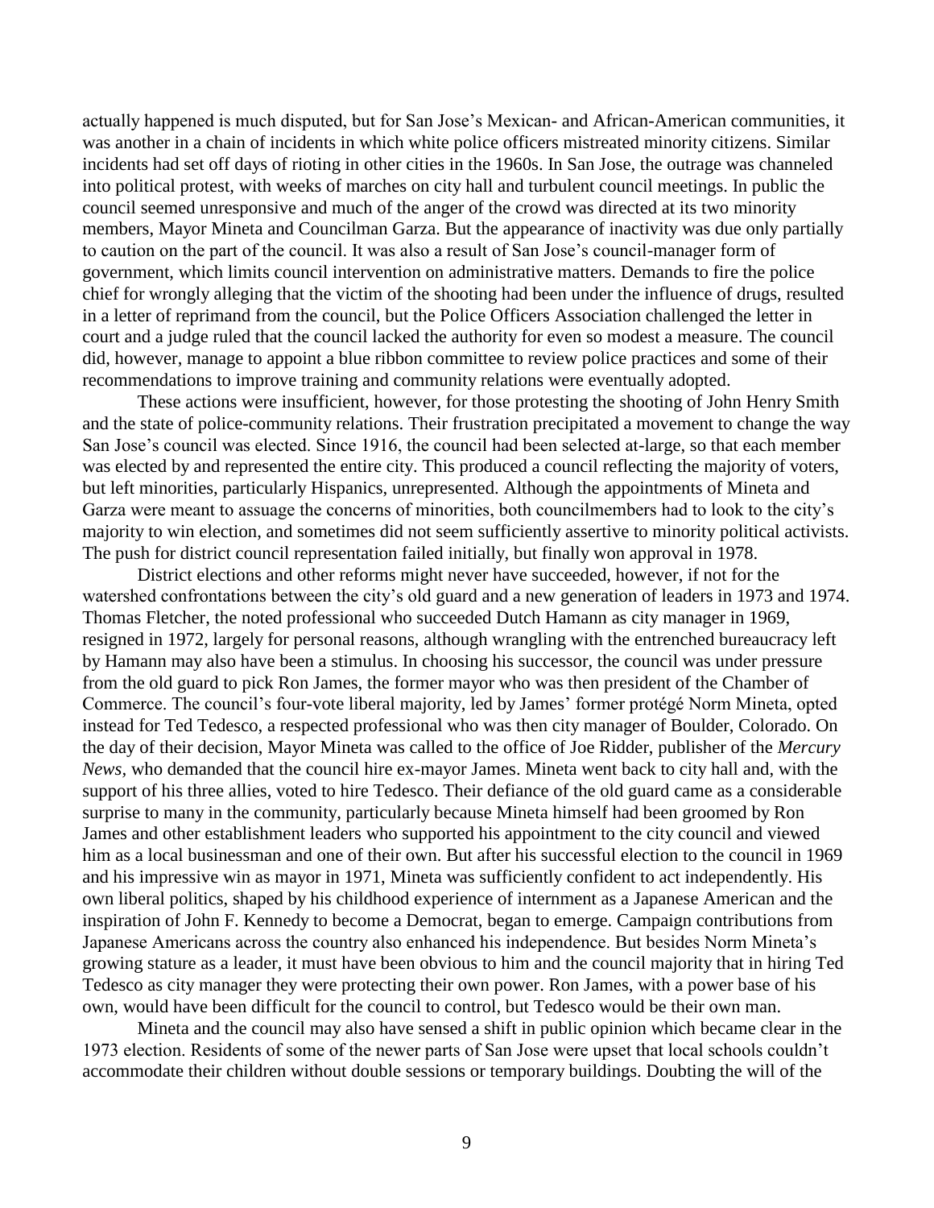actually happened is much disputed, but for San Jose's Mexican- and African-American communities, it was another in a chain of incidents in which white police officers mistreated minority citizens. Similar incidents had set off days of rioting in other cities in the 1960s. In San Jose, the outrage was channeled into political protest, with weeks of marches on city hall and turbulent council meetings. In public the council seemed unresponsive and much of the anger of the crowd was directed at its two minority members, Mayor Mineta and Councilman Garza. But the appearance of inactivity was due only partially to caution on the part of the council. It was also a result of San Jose's council-manager form of government, which limits council intervention on administrative matters. Demands to fire the police chief for wrongly alleging that the victim of the shooting had been under the influence of drugs, resulted in a letter of reprimand from the council, but the Police Officers Association challenged the letter in court and a judge ruled that the council lacked the authority for even so modest a measure. The council did, however, manage to appoint a blue ribbon committee to review police practices and some of their recommendations to improve training and community relations were eventually adopted.

These actions were insufficient, however, for those protesting the shooting of John Henry Smith and the state of police-community relations. Their frustration precipitated a movement to change the way San Jose's council was elected. Since 1916, the council had been selected at-large, so that each member was elected by and represented the entire city. This produced a council reflecting the majority of voters, but left minorities, particularly Hispanics, unrepresented. Although the appointments of Mineta and Garza were meant to assuage the concerns of minorities, both councilmembers had to look to the city's majority to win election, and sometimes did not seem sufficiently assertive to minority political activists. The push for district council representation failed initially, but finally won approval in 1978.

District elections and other reforms might never have succeeded, however, if not for the watershed confrontations between the city's old guard and a new generation of leaders in 1973 and 1974. Thomas Fletcher, the noted professional who succeeded Dutch Hamann as city manager in 1969, resigned in 1972, largely for personal reasons, although wrangling with the entrenched bureaucracy left by Hamann may also have been a stimulus. In choosing his successor, the council was under pressure from the old guard to pick Ron James, the former mayor who was then president of the Chamber of Commerce. The council's four-vote liberal majority, led by James' former protégé Norm Mineta, opted instead for Ted Tedesco, a respected professional who was then city manager of Boulder, Colorado. On the day of their decision, Mayor Mineta was called to the office of Joe Ridder, publisher of the *Mercury News,* who demanded that the council hire ex-mayor James. Mineta went back to city hall and, with the support of his three allies, voted to hire Tedesco. Their defiance of the old guard came as a considerable surprise to many in the community, particularly because Mineta himself had been groomed by Ron James and other establishment leaders who supported his appointment to the city council and viewed him as a local businessman and one of their own. But after his successful election to the council in 1969 and his impressive win as mayor in 1971, Mineta was sufficiently confident to act independently. His own liberal politics, shaped by his childhood experience of internment as a Japanese American and the inspiration of John F. Kennedy to become a Democrat, began to emerge. Campaign contributions from Japanese Americans across the country also enhanced his independence. But besides Norm Mineta's growing stature as a leader, it must have been obvious to him and the council majority that in hiring Ted Tedesco as city manager they were protecting their own power. Ron James, with a power base of his own, would have been difficult for the council to control, but Tedesco would be their own man.

Mineta and the council may also have sensed a shift in public opinion which became clear in the 1973 election. Residents of some of the newer parts of San Jose were upset that local schools couldn't accommodate their children without double sessions or temporary buildings. Doubting the will of the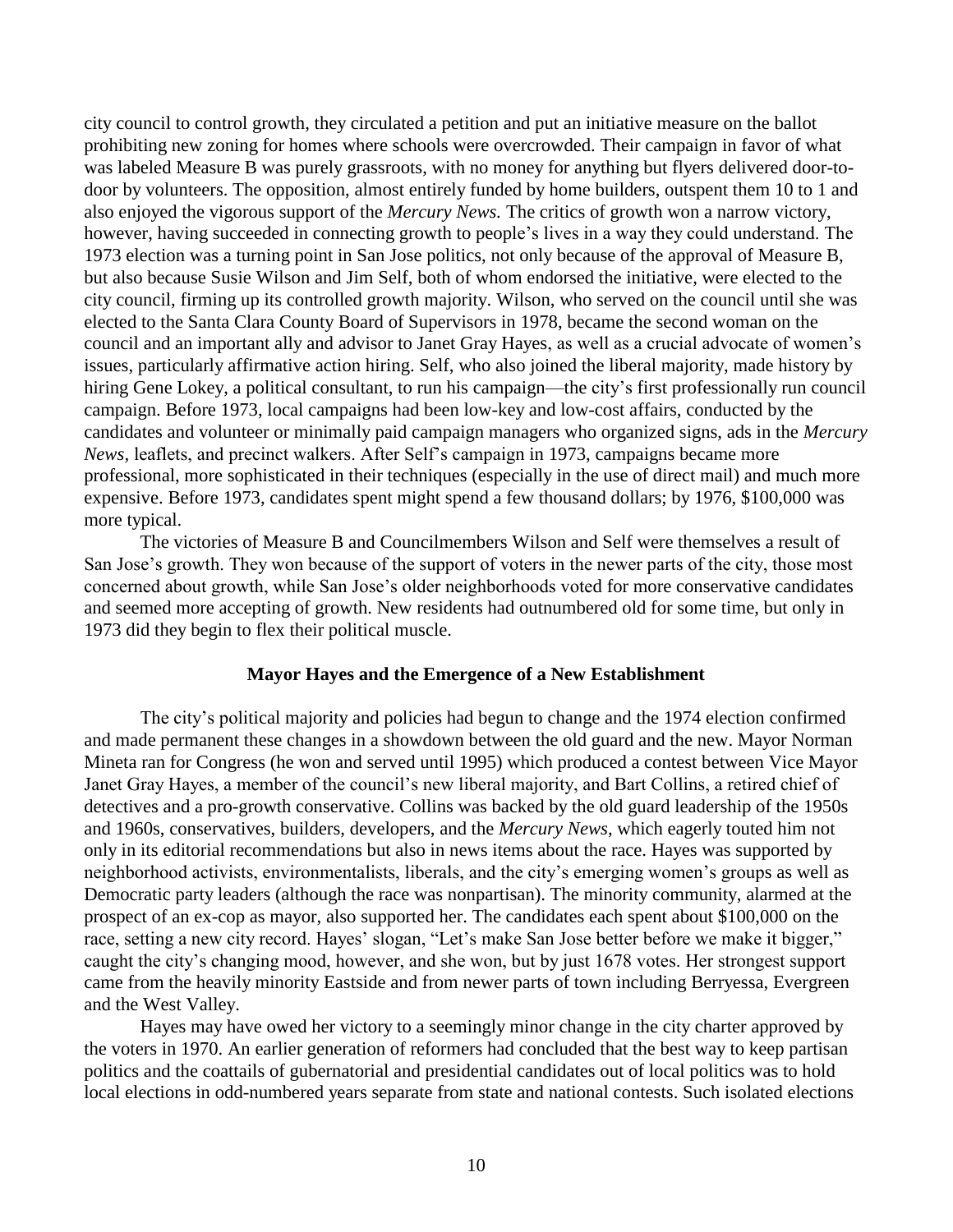city council to control growth, they circulated a petition and put an initiative measure on the ballot prohibiting new zoning for homes where schools were overcrowded. Their campaign in favor of what was labeled Measure B was purely grassroots, with no money for anything but flyers delivered door-to-door by volunteers. The opposition, almost entirely funded by home builders, outspent them 10 to 1 and also enjoyed the vigorous support of the *Mercury News.* The critics of growth won a narrow victory, however, having succeeded in connecting growth to people's lives in a way they could understand. The 1973 election was a turning point in San Jose politics, not only because of the approval of Measure B, but also because Susie Wilson and Jim Self, both of whom endorsed the initiative, were elected to the city council, firming up its controlled growth majority. Wilson, who served on the council until she was elected to the Santa Clara County Board of Supervisors in 1978, became the second woman on the council and an important ally and advisor to Janet Gray Hayes, as well as a crucial advocate of women's issues, particularly affirmative action hiring. Self, who also joined the liberal majority, made history by hiring Gene Lokey, a political consultant, to run his campaign—the city's first professionally run council campaign. Before 1973, local campaigns had been low-key and low-cost affairs, conducted by the candidates and volunteer or minimally paid campaign managers who organized signs, ads in the *Mercury News,* leaflets, and precinct walkers. After Self's campaign in 1973, campaigns became more professional, more sophisticated in their techniques (especially in the use of direct mail) and much more expensive. Before 1973, candidates spent might spend a few thousand dollars; by 1976, \$100,000 was more typical.

The victories of Measure B and Councilmembers Wilson and Self were themselves a result of San Jose's growth. They won because of the support of voters in the newer parts of the city, those most concerned about growth, while San Jose's older neighborhoods voted for more conservative candidates and seemed more accepting of growth. New residents had outnumbered old for some time, but only in 1973 did they begin to flex their political muscle.

### Mayor Hayes and the Emergence of a New Establishment

The city's political majority and policies had begun to change and the 1974 election confirmed and made permanent these changes in a showdown between the old guard and the new. Mayor Norman Mineta ran for Congress (he won and served until 1995) which produced a contest between Vice Mayor Janet Gray Hayes, a member of the council's new liberal majority, and Bart Collins, a retired chief of detectives and a pro-growth conservative. Collins was backed by the old guard leadership of the 1950s and 1960s, conservatives, builders, developers, and the *Mercury News*, which eagerly touted him not only in its editorial recommendations but also in news items about the race. Hayes was supported by neighborhood activists, environmentalists, liberals, and the city's emerging women's groups as well as Democratic party leaders (although the race was nonpartisan). The minority community, alarmed at the prospect of an ex-cop as mayor, also supported her. The candidates each spent about \$100,000 on the race, setting a new city record. Hayes' slogan, "Let's make San Jose better before we make it bigger," caught the city's changing mood, however, and she won, but by just 1678 votes. Her strongest support came from the heavily minority Eastside and from newer parts of town including Berryessa, Evergreen and the West Valley.

Hayes may have owed her victory to a seemingly minor change in the city charter approved by the voters in 1970. An earlier generation of reformers had concluded that the best way to keep partisan politics and the coattails of gubernatorial and presidential candidates out of local politics was to hold local elections in odd-numbered years separate from state and national contests. Such isolated elections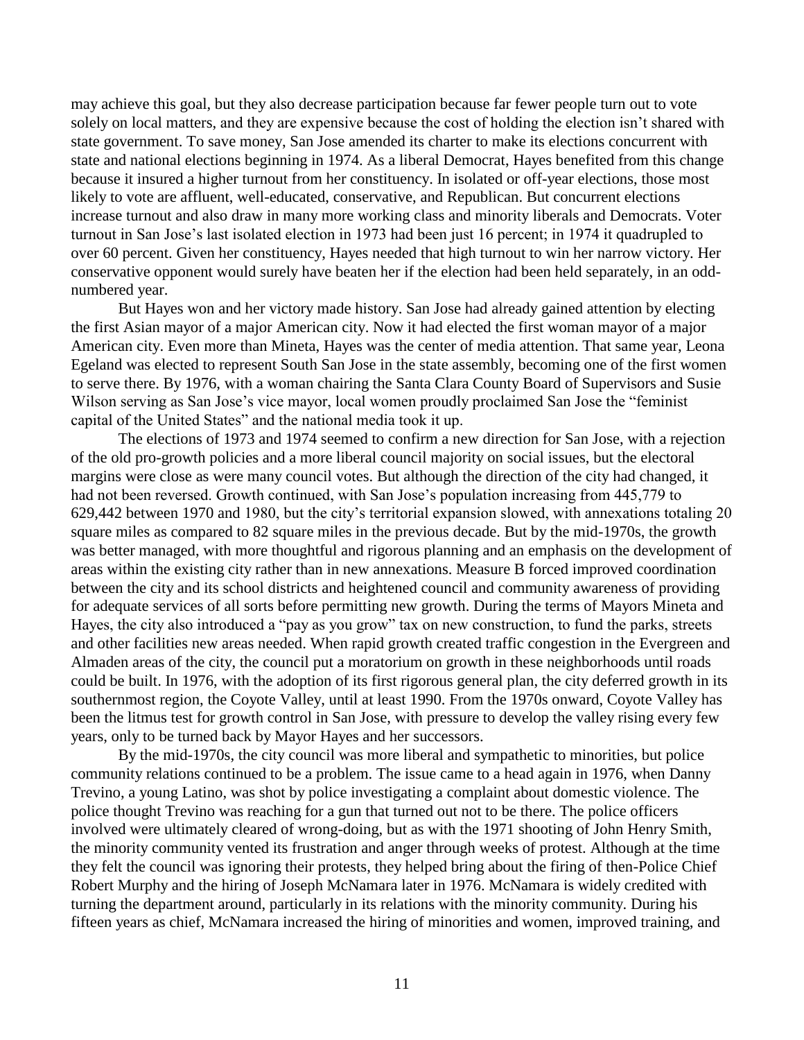may achieve this goal, but they also decrease participation because far fewer people turn out to vote solely on local matters, and they are expensive because the cost of holding the election isn't shared with state government. To save money, San Jose amended its charter to make its elections concurrent with state and national elections beginning in 1974. As a liberal Democrat, Hayes benefited from this change because it insured a higher turnout from her constituency. In isolated or off-year elections, those most likely to vote are affluent, well-educated, conservative, and Republican. But concurrent elections increase turnout and also draw in many more working class and minority liberals and Democrats. Voter turnout in San Jose's last isolated election in 1973 had been just 16 percent; in 1974 it quadrupled to over 60 percent. Given her constituency, Hayes needed that high turnout to win her narrow victory. Her conservative opponent would surely have beaten her if the election had been held separately, in an odd-numbered year.

But Hayes won and her victory made history. San Jose had already gained attention by electing the first Asian mayor of a major American city. Now it had elected the first woman mayor of a major American city. Even more than Mineta, Hayes was the center of media attention. That same year, Leona Egeland was elected to represent South San Jose in the state assembly, becoming one of the first women to serve there. By 1976, with a woman chairing the Santa Clara County Board of Supervisors and Susie Wilson serving as San Jose's vice mayor, local women proudly proclaimed San Jose the "feminist capital of the United States" and the national media took it up.

The elections of 1973 and 1974 seemed to confirm a new direction for San Jose, with a rejection of the old pro-growth policies and a more liberal council majority on social issues, but the electoral margins were close as were many council votes. But although the direction of the city had changed, it had not been reversed. Growth continued, with San Jose's population increasing from 445,779 to 629,442 between 1970 and 1980, but the city's territorial expansion slowed, with annexations totaling 20 square miles as compared to 82 square miles in the previous decade. But by the mid-1970s, the growth was better managed, with more thoughtful and rigorous planning and an emphasis on the development of areas within the existing city rather than in new annexations. Measure B forced improved coordination between the city and its school districts and heightened council and community awareness of providing for adequate services of all sorts before permitting new growth. During the terms of Mayors Mineta and Hayes, the city also introduced a "pay as you grow" tax on new construction, to fund the parks, streets and other facilities new areas needed. When rapid growth created traffic congestion in the Evergreen and Almaden areas of the city, the council put a moratorium on growth in these neighborhoods until roads could be built. In 1976, with the adoption of its first rigorous general plan, the city deferred growth in its southernmost region, the Coyote Valley, until at least 1990. From the 1970s onward, Coyote Valley has been the litmus test for growth control in San Jose, with pressure to develop the valley rising every few years, only to be turned back by Mayor Hayes and her successors.

By the mid-1970s, the city council was more liberal and sympathetic to minorities, but police community relations continued to be a problem. The issue came to a head again in 1976, when Danny Trevino, a young Latino, was shot by police investigating a complaint about domestic violence. The police thought Trevino was reaching for a gun that turned out not to be there. The police officers involved were ultimately cleared of wrong-doing, but as with the 1971 shooting of John Henry Smith, the minority community vented its frustration and anger through weeks of protest. Although at the time they felt the council was ignoring their protests, they helped bring about the firing of then-Police Chief Robert Murphy and the hiring of Joseph McNamara later in 1976. McNamara is widely credited with turning the department around, particularly in its relations with the minority community. During his fifteen years as chief, McNamara increased the hiring of minorities and women, improved training, and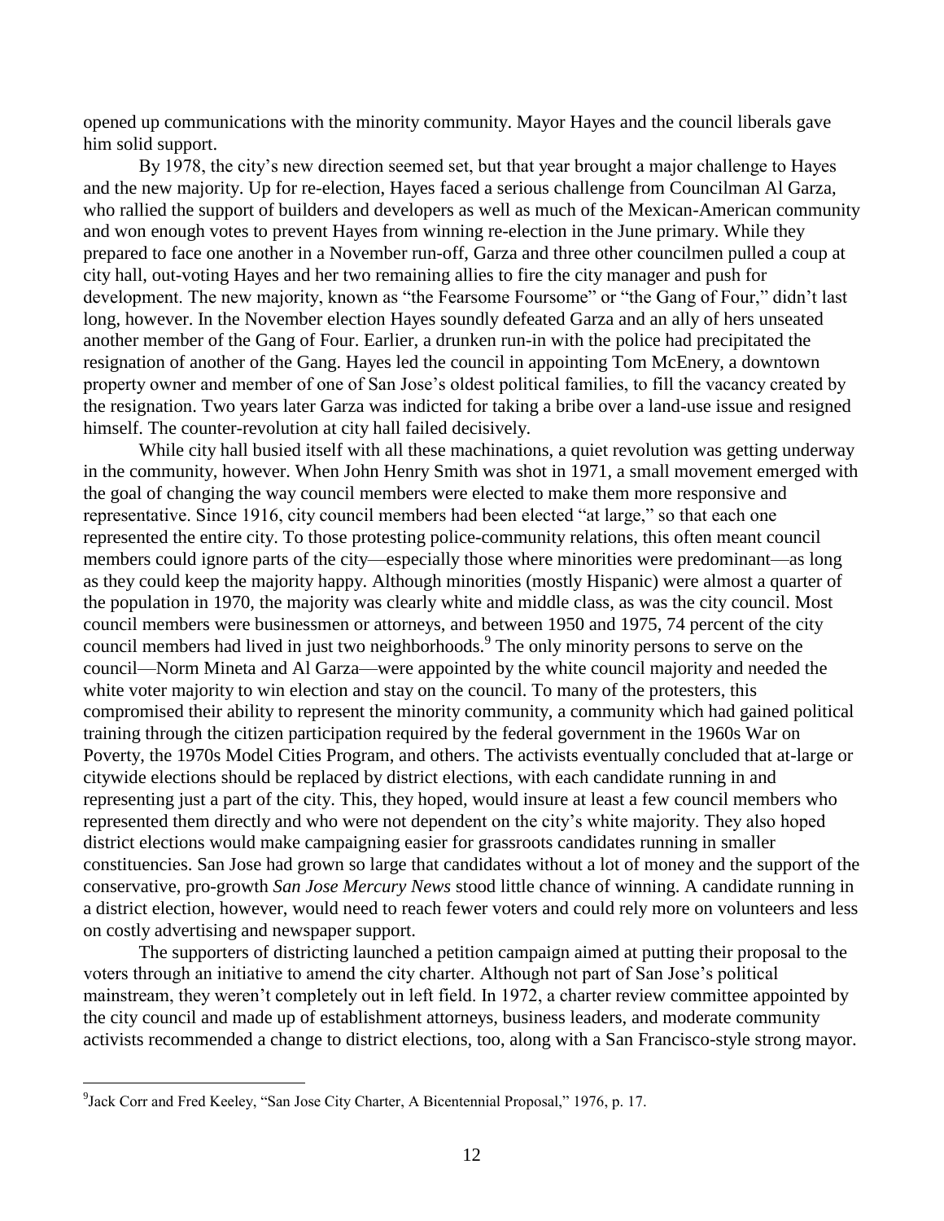opened up communications with the minority community. Mayor Hayes and the council liberals gave him solid support.

By 1978, the city's new direction seemed set, but that year brought a major challenge to Hayes and the new majority. Up for re-election, Hayes faced a serious challenge from Councilman Al Garza, who rallied the support of builders and developers as well as much of the Mexican-American community and won enough votes to prevent Hayes from winning re-election in the June primary. While they prepared to face one another in a November run-off, Garza and three other councilmen pulled a coup at city hall, out-voting Hayes and her two remaining allies to fire the city manager and push for development. The new majority, known as "the Fearsome Foursome" or "the Gang of Four," didn't last long, however. In the November election Hayes soundly defeated Garza and an ally of hers unseated another member of the Gang of Four. Earlier, a drunken run-in with the police had precipitated the resignation of another of the Gang. Hayes led the council in appointing Tom McEnery, a downtown property owner and member of one of San Jose's oldest political families, to fill the vacancy created by the resignation. Two years later Garza was indicted for taking a bribe over a land-use issue and resigned himself. The counter-revolution at city hall failed decisively.

While city hall busied itself with all these machinations, a quiet revolution was getting underway in the community, however. When John Henry Smith was shot in 1971, a small movement emerged with the goal of changing the way council members were elected to make them more responsive and representative. Since 1916, city council members had been elected "at large," so that each one represented the entire city. To those protesting police-community relations, this often meant council members could ignore parts of the city—especially those where minorities were predominant—as long as they could keep the majority happy. Although minorities (mostly Hispanic) were almost a quarter of the population in 1970, the majority was clearly white and middle class, as was the city council. Most council members were businessmen or attorneys, and between 1950 and 1975, 74 percent of the city council members had lived in just two neighborhoods.[9] The only minority persons to serve on the council—Norm Mineta and Al Garza—were appointed by the white council majority and needed the white voter majority to win election and stay on the council. To many of the protesters, this compromised their ability to represent the minority community, a community which had gained political training through the citizen participation required by the federal government in the 1960s War on Poverty, the 1970s Model Cities Program, and others. The activists eventually concluded that at-large or citywide elections should be replaced by district elections, with each candidate running in and representing just a part of the city. This, they hoped, would insure at least a few council members who represented them directly and who were not dependent on the city's white majority. They also hoped district elections would make campaigning easier for grassroots candidates running in smaller constituencies. San Jose had grown so large that candidates without a lot of money and the support of the conservative, pro-growth *San Jose Mercury News* stood little chance of winning. A candidate running in a district election, however, would need to reach fewer voters and could rely more on volunteers and less on costly advertising and newspaper support.

The supporters of districting launched a petition campaign aimed at putting their proposal to the voters through an initiative to amend the city charter. Although not part of San Jose's political mainstream, they weren't completely out in left field. In 1972, a charter review committee appointed by the city council and made up of establishment attorneys, business leaders, and moderate community activists recommended a change to district elections, too, along with a San Francisco-style strong mayor.

---

[9] Jack Corr and Fred Keeley, "San Jose City Charter, A Bicentennial Proposal," 1976, p. 17.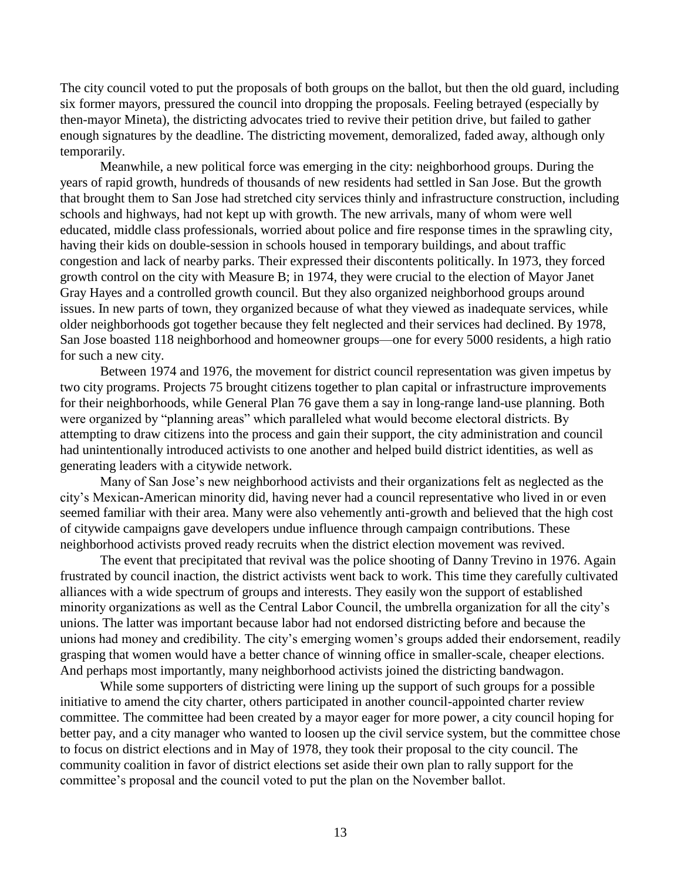The city council voted to put the proposals of both groups on the ballot, but then the old guard, including six former mayors, pressured the council into dropping the proposals. Feeling betrayed (especially by then-mayor Mineta), the districting advocates tried to revive their petition drive, but failed to gather enough signatures by the deadline. The districting movement, demoralized, faded away, although only temporarily.

Meanwhile, a new political force was emerging in the city: neighborhood groups. During the years of rapid growth, hundreds of thousands of new residents had settled in San Jose. But the growth that brought them to San Jose had stretched city services thinly and infrastructure construction, including schools and highways, had not kept up with growth. The new arrivals, many of whom were well educated, middle class professionals, worried about police and fire response times in the sprawling city, having their kids on double-session in schools housed in temporary buildings, and about traffic congestion and lack of nearby parks. Their expressed their discontents politically. In 1973, they forced growth control on the city with Measure B; in 1974, they were crucial to the election of Mayor Janet Gray Hayes and a controlled growth council. But they also organized neighborhood groups around issues. In new parts of town, they organized because of what they viewed as inadequate services, while older neighborhoods got together because they felt neglected and their services had declined. By 1978, San Jose boasted 118 neighborhood and homeowner groups—one for every 5000 residents, a high ratio for such a new city.

Between 1974 and 1976, the movement for district council representation was given impetus by two city programs. Projects 75 brought citizens together to plan capital or infrastructure improvements for their neighborhoods, while General Plan 76 gave them a say in long-range land-use planning. Both were organized by "planning areas" which paralleled what would become electoral districts. By attempting to draw citizens into the process and gain their support, the city administration and council had unintentionally introduced activists to one another and helped build district identities, as well as generating leaders with a citywide network.

Many of San Jose's new neighborhood activists and their organizations felt as neglected as the city's Mexican-American minority did, having never had a council representative who lived in or even seemed familiar with their area. Many were also vehemently anti-growth and believed that the high cost of citywide campaigns gave developers undue influence through campaign contributions. These neighborhood activists proved ready recruits when the district election movement was revived.

The event that precipitated that revival was the police shooting of Danny Trevino in 1976. Again frustrated by council inaction, the district activists went back to work. This time they carefully cultivated alliances with a wide spectrum of groups and interests. They easily won the support of established minority organizations as well as the Central Labor Council, the umbrella organization for all the city's unions. The latter was important because labor had not endorsed districting before and because the unions had money and credibility. The city's emerging women's groups added their endorsement, readily grasping that women would have a better chance of winning office in smaller-scale, cheaper elections. And perhaps most importantly, many neighborhood activists joined the districting bandwagon.

While some supporters of districting were lining up the support of such groups for a possible initiative to amend the city charter, others participated in another council-appointed charter review committee. The committee had been created by a mayor eager for more power, a city council hoping for better pay, and a city manager who wanted to loosen up the civil service system, but the committee chose to focus on district elections and in May of 1978, they took their proposal to the city council. The community coalition in favor of district elections set aside their own plan to rally support for the committee's proposal and the council voted to put the plan on the November ballot.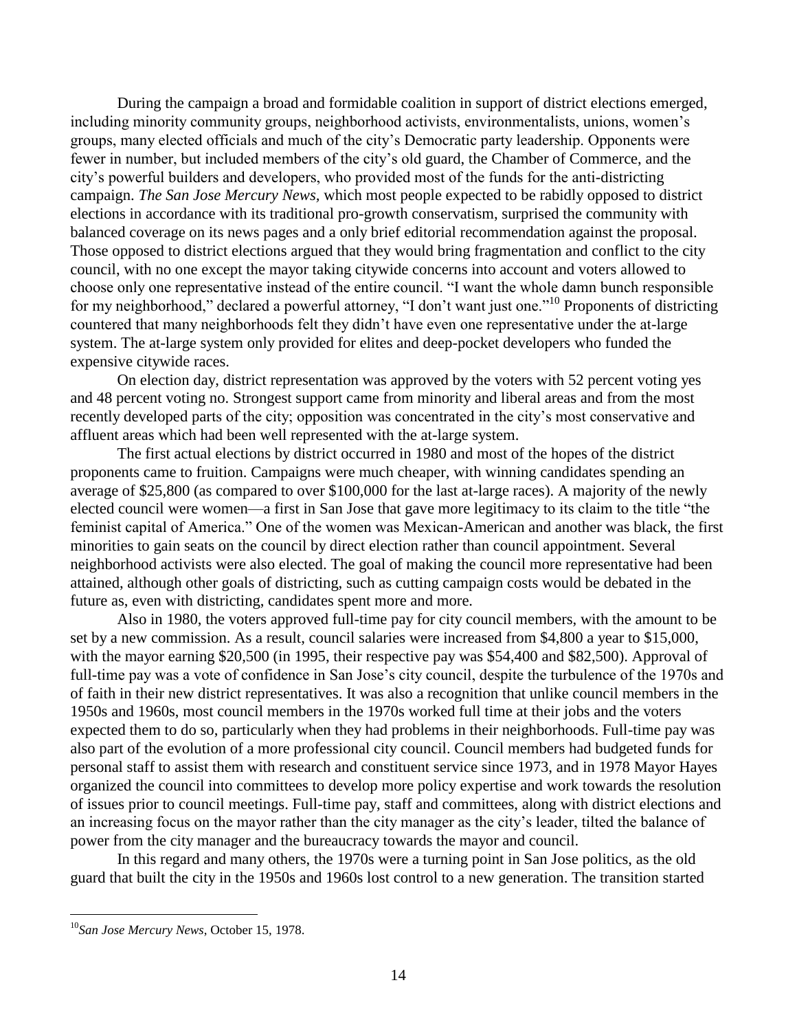During the campaign a broad and formidable coalition in support of district elections emerged, including minority community groups, neighborhood activists, environmentalists, unions, women's groups, many elected officials and much of the city's Democratic party leadership. Opponents were fewer in number, but included members of the city's old guard, the Chamber of Commerce, and the city's powerful builders and developers, who provided most of the funds for the anti-districting campaign. *The San Jose Mercury News,* which most people expected to be rabidly opposed to district elections in accordance with its traditional pro-growth conservatism, surprised the community with balanced coverage on its news pages and a only brief editorial recommendation against the proposal. Those opposed to district elections argued that they would bring fragmentation and conflict to the city council, with no one except the mayor taking citywide concerns into account and voters allowed to choose only one representative instead of the entire council. "I want the whole damn bunch responsible for my neighborhood," declared a powerful attorney, "I don't want just one."[10] Proponents of districting countered that many neighborhoods felt they didn't have even one representative under the at-large system. The at-large system only provided for elites and deep-pocket developers who funded the expensive citywide races.

On election day, district representation was approved by the voters with 52 percent voting yes and 48 percent voting no. Strongest support came from minority and liberal areas and from the most recently developed parts of the city; opposition was concentrated in the city's most conservative and affluent areas which had been well represented with the at-large system.

The first actual elections by district occurred in 1980 and most of the hopes of the district proponents came to fruition. Campaigns were much cheaper, with winning candidates spending an average of $25,800 (as compared to over $100,000 for the last at-large races). A majority of the newly elected council were women—a first in San Jose that gave more legitimacy to its claim to the title "the feminist capital of America." One of the women was Mexican-American and another was black, the first minorities to gain seats on the council by direct election rather than council appointment. Several neighborhood activists were also elected. The goal of making the council more representative had been attained, although other goals of districting, such as cutting campaign costs would be debated in the future as, even with districting, candidates spent more and more.

Also in 1980, the voters approved full-time pay for city council members, with the amount to be set by a new commission. As a result, council salaries were increased from $4,800 a year to $15,000, with the mayor earning $20,500 (in 1995, their respective pay was $54,400 and $82,500). Approval of full-time pay was a vote of confidence in San Jose's city council, despite the turbulence of the 1970s and of faith in their new district representatives. It was also a recognition that unlike council members in the 1950s and 1960s, most council members in the 1970s worked full time at their jobs and the voters expected them to do so, particularly when they had problems in their neighborhoods. Full-time pay was also part of the evolution of a more professional city council. Council members had budgeted funds for personal staff to assist them with research and constituent service since 1973, and in 1978 Mayor Hayes organized the council into committees to develop more policy expertise and work towards the resolution of issues prior to council meetings. Full-time pay, staff and committees, along with district elections and an increasing focus on the mayor rather than the city manager as the city's leader, tilted the balance of power from the city manager and the bureaucracy towards the mayor and council.

In this regard and many others, the 1970s were a turning point in San Jose politics, as the old guard that built the city in the 1950s and 1960s lost control to a new generation. The transition started

[10] *San Jose Mercury News*, October 15, 1978.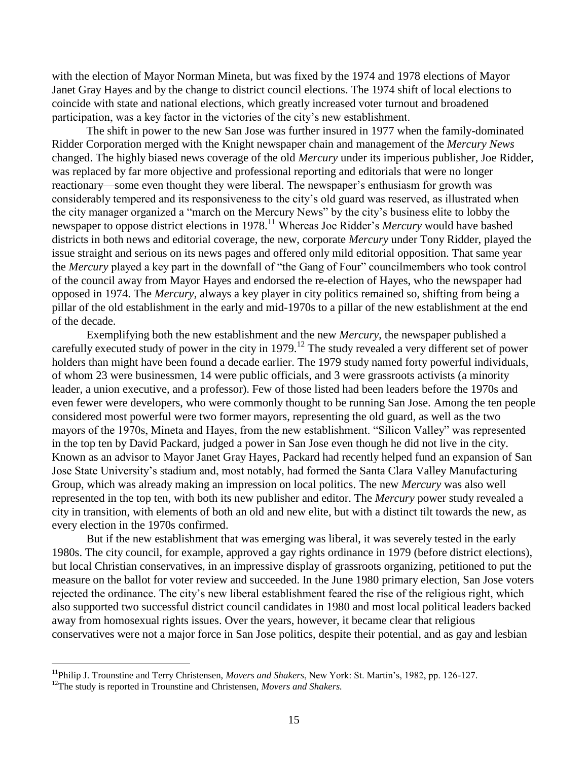with the election of Mayor Norman Mineta, but was fixed by the 1974 and 1978 elections of Mayor Janet Gray Hayes and by the change to district council elections. The 1974 shift of local elections to coincide with state and national elections, which greatly increased voter turnout and broadened participation, was a key factor in the victories of the city's new establishment.

The shift in power to the new San Jose was further insured in 1977 when the family-dominated Ridder Corporation merged with the Knight newspaper chain and management of the *Mercury News* changed. The highly biased news coverage of the old *Mercury* under its imperious publisher, Joe Ridder, was replaced by far more objective and professional reporting and editorials that were no longer reactionary—some even thought they were liberal. The newspaper's enthusiasm for growth was considerably tempered and its responsiveness to the city's old guard was reserved, as illustrated when the city manager organized a "march on the Mercury News" by the city's business elite to lobby the newspaper to oppose district elections in 1978.[11] Whereas Joe Ridder's *Mercury* would have bashed districts in both news and editorial coverage, the new, corporate *Mercury* under Tony Ridder, played the issue straight and serious on its news pages and offered only mild editorial opposition. That same year the *Mercury* played a key part in the downfall of "the Gang of Four" councilmembers who took control of the council away from Mayor Hayes and endorsed the re-election of Hayes, who the newspaper had opposed in 1974. The *Mercury*, always a key player in city politics remained so, shifting from being a pillar of the old establishment in the early and mid-1970s to a pillar of the new establishment at the end of the decade.

Exemplifying both the new establishment and the new *Mercury*, the newspaper published a carefully executed study of power in the city in 1979.[12] The study revealed a very different set of power holders than might have been found a decade earlier. The 1979 study named forty powerful individuals, of whom 23 were businessmen, 14 were public officials, and 3 were grassroots activists (a minority leader, a union executive, and a professor). Few of those listed had been leaders before the 1970s and even fewer were developers, who were commonly thought to be running San Jose. Among the ten people considered most powerful were two former mayors, representing the old guard, as well as the two mayors of the 1970s, Mineta and Hayes, from the new establishment. "Silicon Valley" was represented in the top ten by David Packard, judged a power in San Jose even though he did not live in the city. Known as an advisor to Mayor Janet Gray Hayes, Packard had recently helped fund an expansion of San Jose State University's stadium and, most notably, had formed the Santa Clara Valley Manufacturing Group, which was already making an impression on local politics. The new *Mercury* was also well represented in the top ten, with both its new publisher and editor. The *Mercury* power study revealed a city in transition, with elements of both an old and new elite, but with a distinct tilt towards the new, as every election in the 1970s confirmed.

But if the new establishment that was emerging was liberal, it was severely tested in the early 1980s. The city council, for example, approved a gay rights ordinance in 1979 (before district elections), but local Christian conservatives, in an impressive display of grassroots organizing, petitioned to put the measure on the ballot for voter review and succeeded. In the June 1980 primary election, San Jose voters rejected the ordinance. The city's new liberal establishment feared the rise of the religious right, which also supported two successful district council candidates in 1980 and most local political leaders backed away from homosexual rights issues. Over the years, however, it became clear that religious conservatives were not a major force in San Jose politics, despite their potential, and as gay and lesbian

---

[11] Philip J. Trounstine and Terry Christensen, *Movers and Shakers*, New York: St. Martin's, 1982, pp. 126-127.

[12] The study is reported in Trounstine and Christensen, *Movers and Shakers.*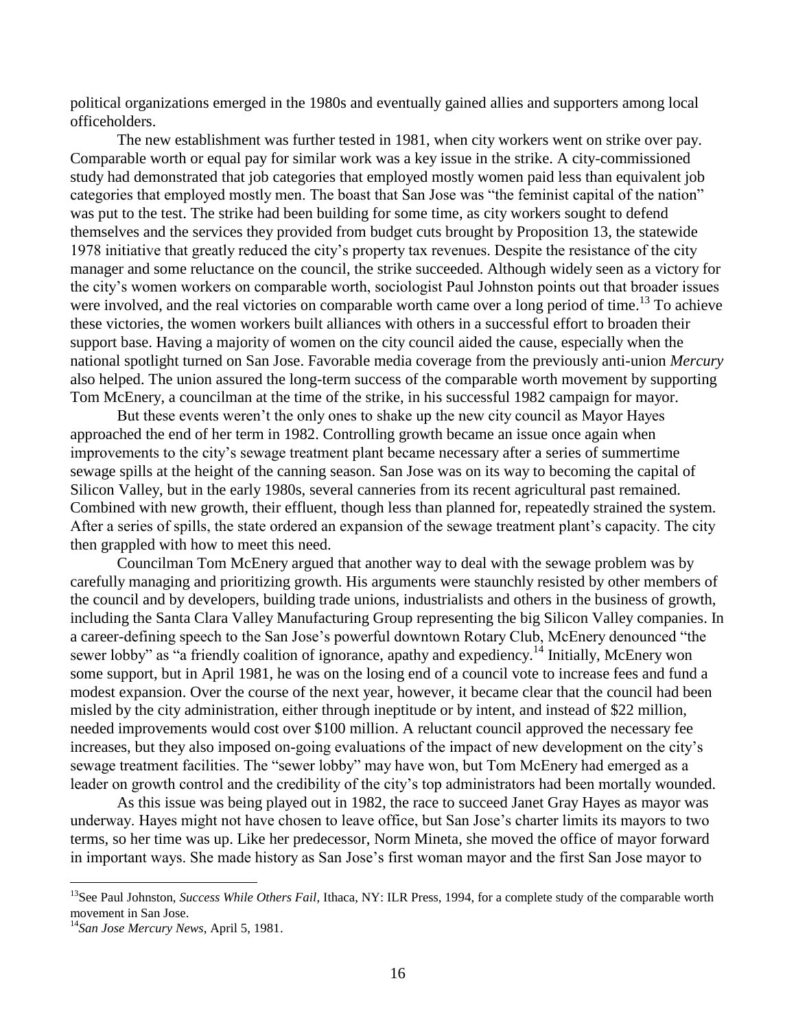political organizations emerged in the 1980s and eventually gained allies and supporters among local officeholders.

The new establishment was further tested in 1981, when city workers went on strike over pay. Comparable worth or equal pay for similar work was a key issue in the strike. A city-commissioned study had demonstrated that job categories that employed mostly women paid less than equivalent job categories that employed mostly men. The boast that San Jose was "the feminist capital of the nation" was put to the test. The strike had been building for some time, as city workers sought to defend themselves and the services they provided from budget cuts brought by Proposition 13, the statewide 1978 initiative that greatly reduced the city's property tax revenues. Despite the resistance of the city manager and some reluctance on the council, the strike succeeded. Although widely seen as a victory for the city's women workers on comparable worth, sociologist Paul Johnston points out that broader issues were involved, and the real victories on comparable worth came over a long period of time.[13] To achieve these victories, the women workers built alliances with others in a successful effort to broaden their support base. Having a majority of women on the city council aided the cause, especially when the national spotlight turned on San Jose. Favorable media coverage from the previously anti-union *Mercury* also helped. The union assured the long-term success of the comparable worth movement by supporting Tom McEnery, a councilman at the time of the strike, in his successful 1982 campaign for mayor.

But these events weren't the only ones to shake up the new city council as Mayor Hayes approached the end of her term in 1982. Controlling growth became an issue once again when improvements to the city's sewage treatment plant became necessary after a series of summertime sewage spills at the height of the canning season. San Jose was on its way to becoming the capital of Silicon Valley, but in the early 1980s, several canneries from its recent agricultural past remained. Combined with new growth, their effluent, though less than planned for, repeatedly strained the system. After a series of spills, the state ordered an expansion of the sewage treatment plant's capacity. The city then grappled with how to meet this need.

Councilman Tom McEnery argued that another way to deal with the sewage problem was by carefully managing and prioritizing growth. His arguments were staunchly resisted by other members of the council and by developers, building trade unions, industrialists and others in the business of growth, including the Santa Clara Valley Manufacturing Group representing the big Silicon Valley companies. In a career-defining speech to the San Jose's powerful downtown Rotary Club, McEnery denounced "the sewer lobby" as "a friendly coalition of ignorance, apathy and expediency.[14] Initially, McEnery won some support, but in April 1981, he was on the losing end of a council vote to increase fees and fund a modest expansion. Over the course of the next year, however, it became clear that the council had been misled by the city administration, either through ineptitude or by intent, and instead of $22 million, needed improvements would cost over $100 million. A reluctant council approved the necessary fee increases, but they also imposed on-going evaluations of the impact of new development on the city's sewage treatment facilities. The "sewer lobby" may have won, but Tom McEnery had emerged as a leader on growth control and the credibility of the city's top administrators had been mortally wounded.

As this issue was being played out in 1982, the race to succeed Janet Gray Hayes as mayor was underway. Hayes might not have chosen to leave office, but San Jose's charter limits its mayors to two terms, so her time was up. Like her predecessor, Norm Mineta, she moved the office of mayor forward in important ways. She made history as San Jose's first woman mayor and the first San Jose mayor to

---

[13] See Paul Johnston, *Success While Others Fail*, Ithaca, NY: ILR Press, 1994, for a complete study of the comparable worth movement in San Jose.

[14] *San Jose Mercury News*, April 5, 1981.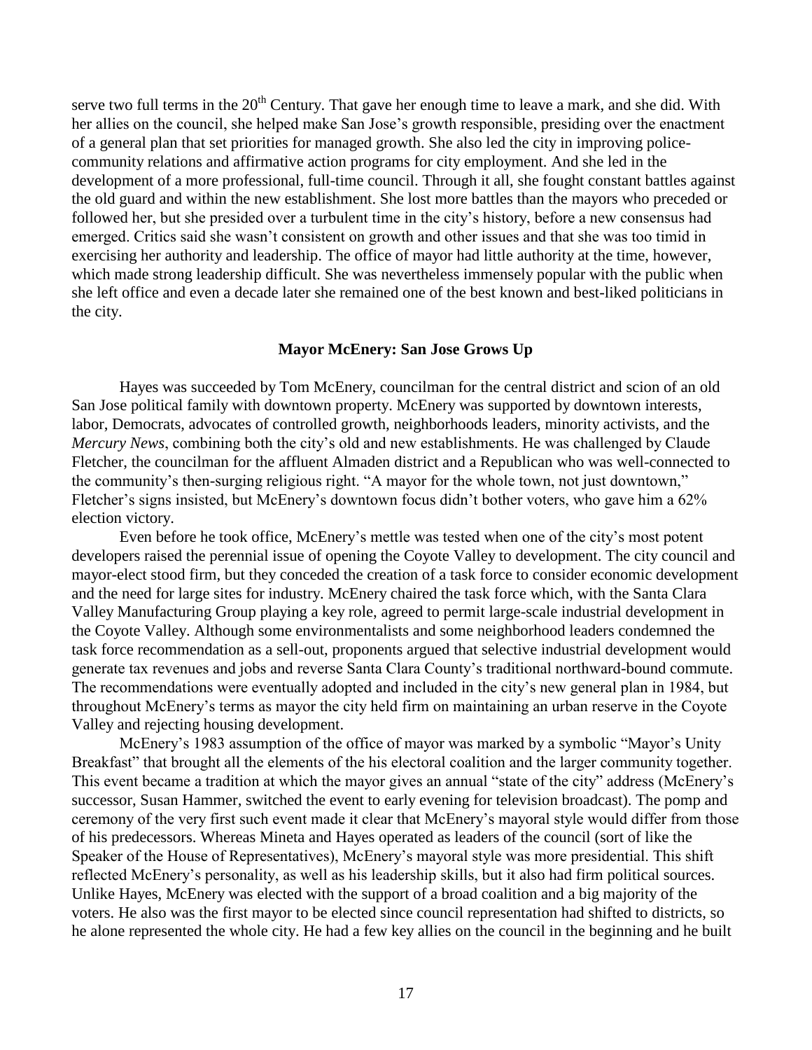serve two full terms in the 20th Century. That gave her enough time to leave a mark, and she did. With her allies on the council, she helped make San Jose's growth responsible, presiding over the enactment of a general plan that set priorities for managed growth. She also led the city in improving police-community relations and affirmative action programs for city employment. And she led in the development of a more professional, full-time council. Through it all, she fought constant battles against the old guard and within the new establishment. She lost more battles than the mayors who preceded or followed her, but she presided over a turbulent time in the city's history, before a new consensus had emerged. Critics said she wasn't consistent on growth and other issues and that she was too timid in exercising her authority and leadership. The office of mayor had little authority at the time, however, which made strong leadership difficult. She was nevertheless immensely popular with the public when she left office and even a decade later she remained one of the best known and best-liked politicians in the city.

### Mayor McEnery: San Jose Grows Up

Hayes was succeeded by Tom McEnery, councilman for the central district and scion of an old San Jose political family with downtown property. McEnery was supported by downtown interests, labor, Democrats, advocates of controlled growth, neighborhoods leaders, minority activists, and the *Mercury News*, combining both the city's old and new establishments. He was challenged by Claude Fletcher, the councilman for the affluent Almaden district and a Republican who was well-connected to the community's then-surging religious right. "A mayor for the whole town, not just downtown," Fletcher's signs insisted, but McEnery's downtown focus didn't bother voters, who gave him a 62% election victory.

Even before he took office, McEnery's mettle was tested when one of the city's most potent developers raised the perennial issue of opening the Coyote Valley to development. The city council and mayor-elect stood firm, but they conceded the creation of a task force to consider economic development and the need for large sites for industry. McEnery chaired the task force which, with the Santa Clara Valley Manufacturing Group playing a key role, agreed to permit large-scale industrial development in the Coyote Valley. Although some environmentalists and some neighborhood leaders condemned the task force recommendation as a sell-out, proponents argued that selective industrial development would generate tax revenues and jobs and reverse Santa Clara County's traditional northward-bound commute. The recommendations were eventually adopted and included in the city's new general plan in 1984, but throughout McEnery's terms as mayor the city held firm on maintaining an urban reserve in the Coyote Valley and rejecting housing development.

McEnery's 1983 assumption of the office of mayor was marked by a symbolic "Mayor's Unity Breakfast" that brought all the elements of the his electoral coalition and the larger community together. This event became a tradition at which the mayor gives an annual "state of the city" address (McEnery's successor, Susan Hammer, switched the event to early evening for television broadcast). The pomp and ceremony of the very first such event made it clear that McEnery's mayoral style would differ from those of his predecessors. Whereas Mineta and Hayes operated as leaders of the council (sort of like the Speaker of the House of Representatives), McEnery's mayoral style was more presidential. This shift reflected McEnery's personality, as well as his leadership skills, but it also had firm political sources. Unlike Hayes, McEnery was elected with the support of a broad coalition and a big majority of the voters. He also was the first mayor to be elected since council representation had shifted to districts, so he alone represented the whole city. He had a few key allies on the council in the beginning and he built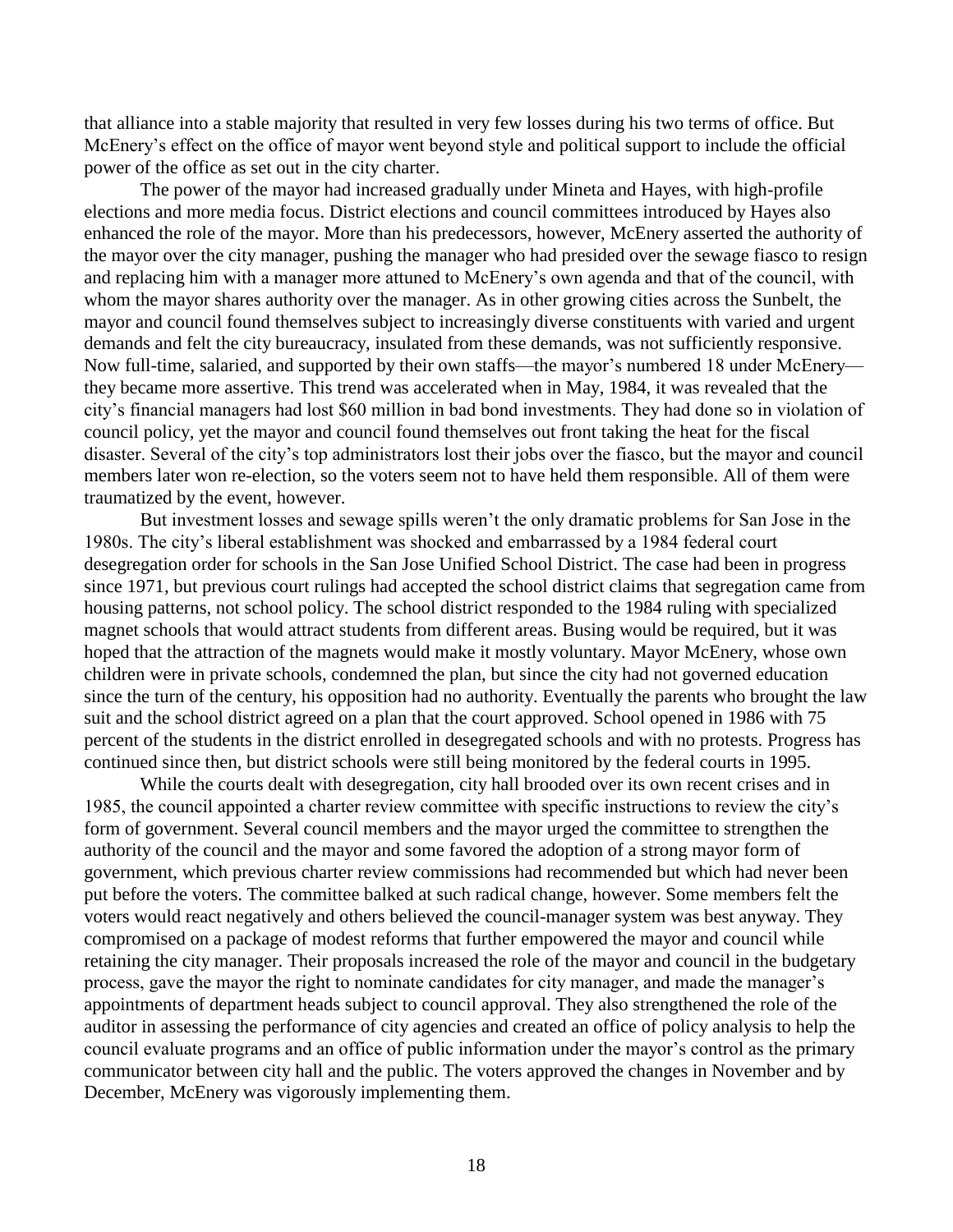that alliance into a stable majority that resulted in very few losses during his two terms of office. But McEnery's effect on the office of mayor went beyond style and political support to include the official power of the office as set out in the city charter.

The power of the mayor had increased gradually under Mineta and Hayes, with high-profile elections and more media focus. District elections and council committees introduced by Hayes also enhanced the role of the mayor. More than his predecessors, however, McEnery asserted the authority of the mayor over the city manager, pushing the manager who had presided over the sewage fiasco to resign and replacing him with a manager more attuned to McEnery's own agenda and that of the council, with whom the mayor shares authority over the manager. As in other growing cities across the Sunbelt, the mayor and council found themselves subject to increasingly diverse constituents with varied and urgent demands and felt the city bureaucracy, insulated from these demands, was not sufficiently responsive. Now full-time, salaried, and supported by their own staffs—the mayor's numbered 18 under McEnery—they became more assertive. This trend was accelerated when in May, 1984, it was revealed that the city's financial managers had lost $60 million in bad bond investments. They had done so in violation of council policy, yet the mayor and council found themselves out front taking the heat for the fiscal disaster. Several of the city's top administrators lost their jobs over the fiasco, but the mayor and council members later won re-election, so the voters seem not to have held them responsible. All of them were traumatized by the event, however.

But investment losses and sewage spills weren't the only dramatic problems for San Jose in the 1980s. The city's liberal establishment was shocked and embarrassed by a 1984 federal court desegregation order for schools in the San Jose Unified School District. The case had been in progress since 1971, but previous court rulings had accepted the school district claims that segregation came from housing patterns, not school policy. The school district responded to the 1984 ruling with specialized magnet schools that would attract students from different areas. Busing would be required, but it was hoped that the attraction of the magnets would make it mostly voluntary. Mayor McEnery, whose own children were in private schools, condemned the plan, but since the city had not governed education since the turn of the century, his opposition had no authority. Eventually the parents who brought the law suit and the school district agreed on a plan that the court approved. School opened in 1986 with 75 percent of the students in the district enrolled in desegregated schools and with no protests. Progress has continued since then, but district schools were still being monitored by the federal courts in 1995.

While the courts dealt with desegregation, city hall brooded over its own recent crises and in 1985, the council appointed a charter review committee with specific instructions to review the city's form of government. Several council members and the mayor urged the committee to strengthen the authority of the council and the mayor and some favored the adoption of a strong mayor form of government, which previous charter review commissions had recommended but which had never been put before the voters. The committee balked at such radical change, however. Some members felt the voters would react negatively and others believed the council-manager system was best anyway. They compromised on a package of modest reforms that further empowered the mayor and council while retaining the city manager. Their proposals increased the role of the mayor and council in the budgetary process, gave the mayor the right to nominate candidates for city manager, and made the manager's appointments of department heads subject to council approval. They also strengthened the role of the auditor in assessing the performance of city agencies and created an office of policy analysis to help the council evaluate programs and an office of public information under the mayor's control as the primary communicator between city hall and the public. The voters approved the changes in November and by December, McEnery was vigorously implementing them.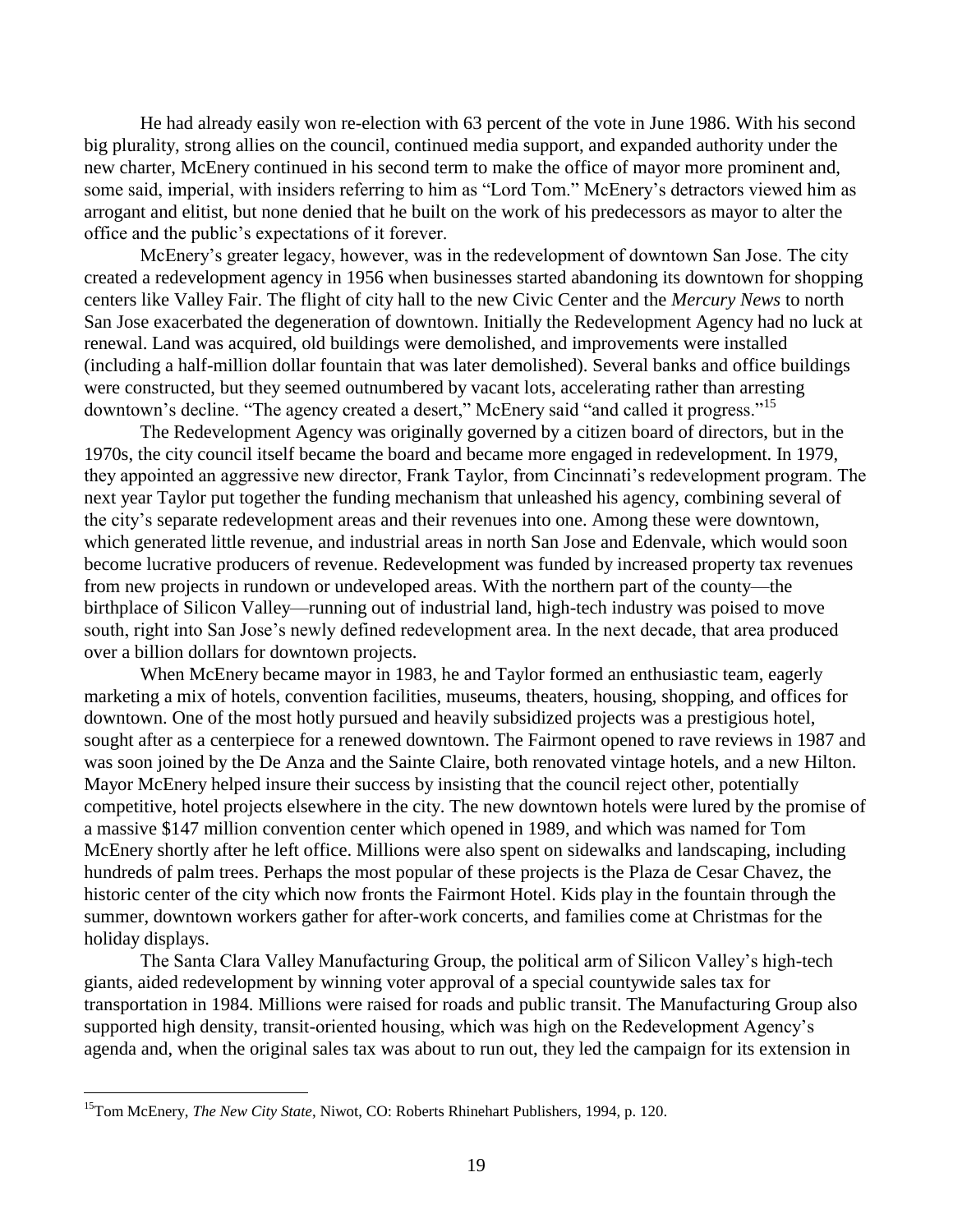He had already easily won re-election with 63 percent of the vote in June 1986. With his second big plurality, strong allies on the council, continued media support, and expanded authority under the new charter, McEnery continued in his second term to make the office of mayor more prominent and, some said, imperial, with insiders referring to him as "Lord Tom." McEnery's detractors viewed him as arrogant and elitist, but none denied that he built on the work of his predecessors as mayor to alter the office and the public's expectations of it forever.

McEnery's greater legacy, however, was in the redevelopment of downtown San Jose. The city created a redevelopment agency in 1956 when businesses started abandoning its downtown for shopping centers like Valley Fair. The flight of city hall to the new Civic Center and the *Mercury News* to north San Jose exacerbated the degeneration of downtown. Initially the Redevelopment Agency had no luck at renewal. Land was acquired, old buildings were demolished, and improvements were installed (including a half-million dollar fountain that was later demolished). Several banks and office buildings were constructed, but they seemed outnumbered by vacant lots, accelerating rather than arresting downtown's decline. "The agency created a desert," McEnery said "and called it progress."[15]

The Redevelopment Agency was originally governed by a citizen board of directors, but in the 1970s, the city council itself became the board and became more engaged in redevelopment. In 1979, they appointed an aggressive new director, Frank Taylor, from Cincinnati's redevelopment program. The next year Taylor put together the funding mechanism that unleashed his agency, combining several of the city's separate redevelopment areas and their revenues into one. Among these were downtown, which generated little revenue, and industrial areas in north San Jose and Edenvale, which would soon become lucrative producers of revenue. Redevelopment was funded by increased property tax revenues from new projects in rundown or undeveloped areas. With the northern part of the county—the birthplace of Silicon Valley—running out of industrial land, high-tech industry was poised to move south, right into San Jose's newly defined redevelopment area. In the next decade, that area produced over a billion dollars for downtown projects.

When McEnery became mayor in 1983, he and Taylor formed an enthusiastic team, eagerly marketing a mix of hotels, convention facilities, museums, theaters, housing, shopping, and offices for downtown. One of the most hotly pursued and heavily subsidized projects was a prestigious hotel, sought after as a centerpiece for a renewed downtown. The Fairmont opened to rave reviews in 1987 and was soon joined by the De Anza and the Sainte Claire, both renovated vintage hotels, and a new Hilton. Mayor McEnery helped insure their success by insisting that the council reject other, potentially competitive, hotel projects elsewhere in the city. The new downtown hotels were lured by the promise of a massive $147 million convention center which opened in 1989, and which was named for Tom McEnery shortly after he left office. Millions were also spent on sidewalks and landscaping, including hundreds of palm trees. Perhaps the most popular of these projects is the Plaza de Cesar Chavez, the historic center of the city which now fronts the Fairmont Hotel. Kids play in the fountain through the summer, downtown workers gather for after-work concerts, and families come at Christmas for the holiday displays.

The Santa Clara Valley Manufacturing Group, the political arm of Silicon Valley's high-tech giants, aided redevelopment by winning voter approval of a special countywide sales tax for transportation in 1984. Millions were raised for roads and public transit. The Manufacturing Group also supported high density, transit-oriented housing, which was high on the Redevelopment Agency's agenda and, when the original sales tax was about to run out, they led the campaign for its extension in

---

[15] Tom McEnery, *The New City State*, Niwot, CO: Roberts Rhinehart Publishers, 1994, p. 120.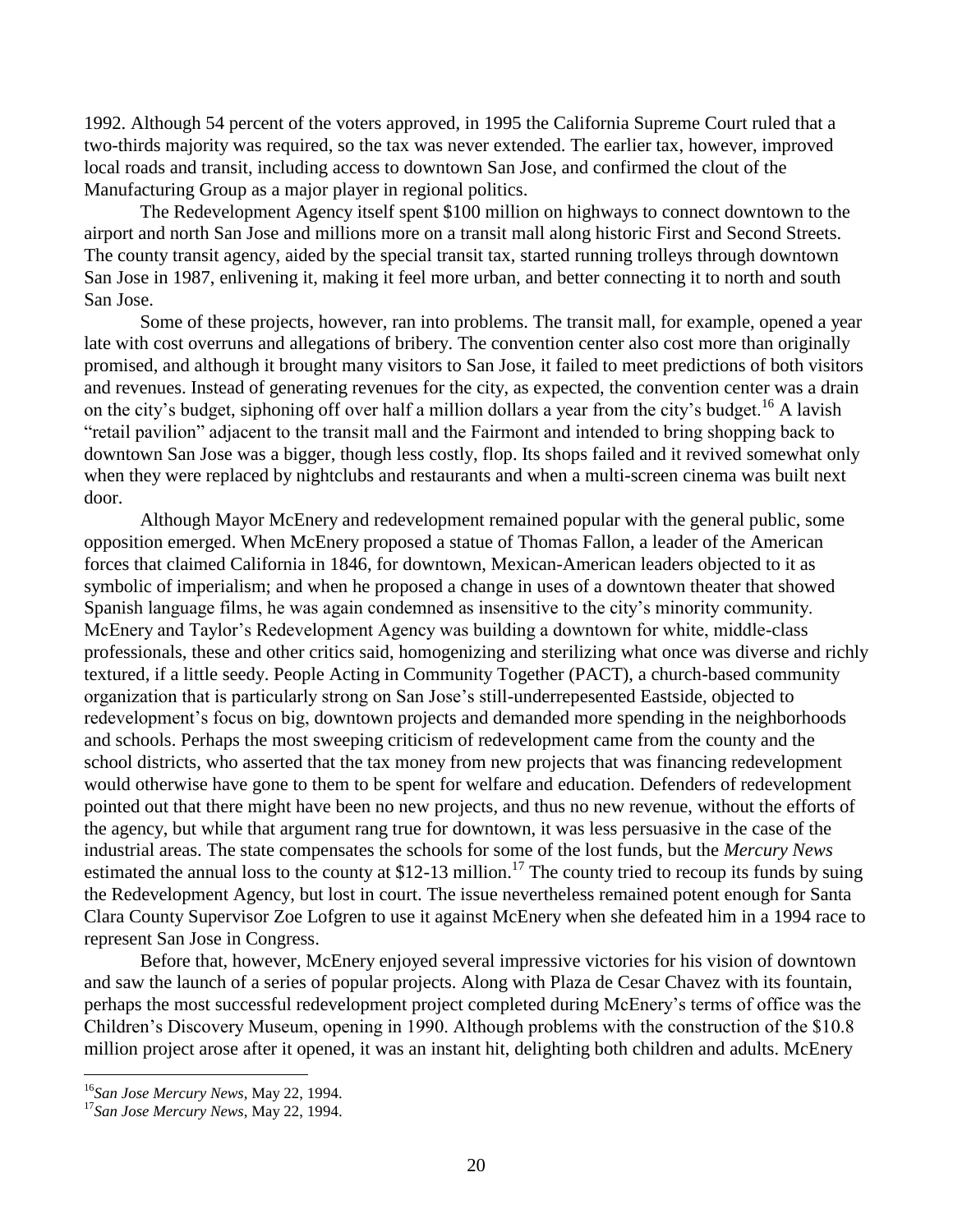1992. Although 54 percent of the voters approved, in 1995 the California Supreme Court ruled that a two-thirds majority was required, so the tax was never extended. The earlier tax, however, improved local roads and transit, including access to downtown San Jose, and confirmed the clout of the Manufacturing Group as a major player in regional politics.

The Redevelopment Agency itself spent $100 million on highways to connect downtown to the airport and north San Jose and millions more on a transit mall along historic First and Second Streets. The county transit agency, aided by the special transit tax, started running trolleys through downtown San Jose in 1987, enlivening it, making it feel more urban, and better connecting it to north and south San Jose.

Some of these projects, however, ran into problems. The transit mall, for example, opened a year late with cost overruns and allegations of bribery. The convention center also cost more than originally promised, and although it brought many visitors to San Jose, it failed to meet predictions of both visitors and revenues. Instead of generating revenues for the city, as expected, the convention center was a drain on the city's budget, siphoning off over half a million dollars a year from the city's budget.[16] A lavish "retail pavilion" adjacent to the transit mall and the Fairmont and intended to bring shopping back to downtown San Jose was a bigger, though less costly, flop. Its shops failed and it revived somewhat only when they were replaced by nightclubs and restaurants and when a multi-screen cinema was built next door.

Although Mayor McEnery and redevelopment remained popular with the general public, some opposition emerged. When McEnery proposed a statue of Thomas Fallon, a leader of the American forces that claimed California in 1846, for downtown, Mexican-American leaders objected to it as symbolic of imperialism; and when he proposed a change in uses of a downtown theater that showed Spanish language films, he was again condemned as insensitive to the city's minority community. McEnery and Taylor's Redevelopment Agency was building a downtown for white, middle-class professionals, these and other critics said, homogenizing and sterilizing what once was diverse and richly textured, if a little seedy. People Acting in Community Together (PACT), a church-based community organization that is particularly strong on San Jose's still-underrepesented Eastside, objected to redevelopment's focus on big, downtown projects and demanded more spending in the neighborhoods and schools. Perhaps the most sweeping criticism of redevelopment came from the county and the school districts, who asserted that the tax money from new projects that was financing redevelopment would otherwise have gone to them to be spent for welfare and education. Defenders of redevelopment pointed out that there might have been no new projects, and thus no new revenue, without the efforts of the agency, but while that argument rang true for downtown, it was less persuasive in the case of the industrial areas. The state compensates the schools for some of the lost funds, but the *Mercury News* estimated the annual loss to the county at $12-13 million.[17] The county tried to recoup its funds by suing the Redevelopment Agency, but lost in court. The issue nevertheless remained potent enough for Santa Clara County Supervisor Zoe Lofgren to use it against McEnery when she defeated him in a 1994 race to represent San Jose in Congress.

Before that, however, McEnery enjoyed several impressive victories for his vision of downtown and saw the launch of a series of popular projects. Along with Plaza de Cesar Chavez with its fountain, perhaps the most successful redevelopment project completed during McEnery's terms of office was the Children's Discovery Museum, opening in 1990. Although problems with the construction of the $10.8 million project arose after it opened, it was an instant hit, delighting both children and adults. McEnery

---

[16]*San Jose Mercury News*, May 22, 1994.

[17]*San Jose Mercury News*, May 22, 1994.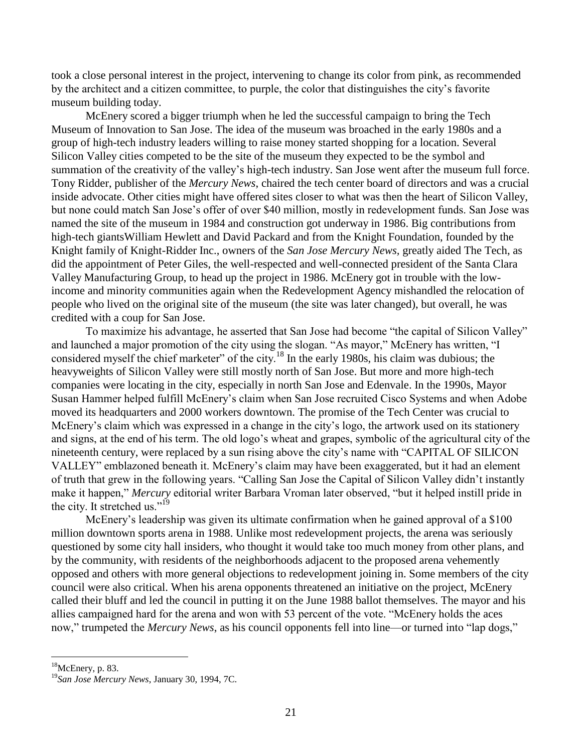took a close personal interest in the project, intervening to change its color from pink, as recommended by the architect and a citizen committee, to purple, the color that distinguishes the city's favorite museum building today.

McEnery scored a bigger triumph when he led the successful campaign to bring the Tech Museum of Innovation to San Jose. The idea of the museum was broached in the early 1980s and a group of high-tech industry leaders willing to raise money started shopping for a location. Several Silicon Valley cities competed to be the site of the museum they expected to be the symbol and summation of the creativity of the valley's high-tech industry. San Jose went after the museum full force. Tony Ridder, publisher of the *Mercury News*, chaired the tech center board of directors and was a crucial inside advocate. Other cities might have offered sites closer to what was then the heart of Silicon Valley, but none could match San Jose's offer of over $40 million, mostly in redevelopment funds. San Jose was named the site of the museum in 1984 and construction got underway in 1986. Big contributions from high-tech giantsWilliam Hewlett and David Packard and from the Knight Foundation, founded by the Knight family of Knight-Ridder Inc., owners of the *San Jose Mercury News*, greatly aided The Tech, as did the appointment of Peter Giles, the well-respected and well-connected president of the Santa Clara Valley Manufacturing Group, to head up the project in 1986. McEnery got in trouble with the low-income and minority communities again when the Redevelopment Agency mishandled the relocation of people who lived on the original site of the museum (the site was later changed), but overall, he was credited with a coup for San Jose.

To maximize his advantage, he asserted that San Jose had become "the capital of Silicon Valley" and launched a major promotion of the city using the slogan. "As mayor," McEnery has written, "I considered myself the chief marketer" of the city.[18] In the early 1980s, his claim was dubious; the heavyweights of Silicon Valley were still mostly north of San Jose. But more and more high-tech companies were locating in the city, especially in north San Jose and Edenvale. In the 1990s, Mayor Susan Hammer helped fulfill McEnery's claim when San Jose recruited Cisco Systems and when Adobe moved its headquarters and 2000 workers downtown. The promise of the Tech Center was crucial to McEnery's claim which was expressed in a change in the city's logo, the artwork used on its stationery and signs, at the end of his term. The old logo's wheat and grapes, symbolic of the agricultural city of the nineteenth century, were replaced by a sun rising above the city's name with "CAPITAL OF SILICON VALLEY" emblazoned beneath it. McEnery's claim may have been exaggerated, but it had an element of truth that grew in the following years. "Calling San Jose the Capital of Silicon Valley didn't instantly make it happen," *Mercury* editorial writer Barbara Vroman later observed, "but it helped instill pride in the city. It stretched us."[19]

McEnery's leadership was given its ultimate confirmation when he gained approval of a $100 million downtown sports arena in 1988. Unlike most redevelopment projects, the arena was seriously questioned by some city hall insiders, who thought it would take too much money from other plans, and by the community, with residents of the neighborhoods adjacent to the proposed arena vehemently opposed and others with more general objections to redevelopment joining in. Some members of the city council were also critical. When his arena opponents threatened an initiative on the project, McEnery called their bluff and led the council in putting it on the June 1988 ballot themselves. The mayor and his allies campaigned hard for the arena and won with 53 percent of the vote. "McEnery holds the aces now," trumpeted the *Mercury News*, as his council opponents fell into line—or turned into "lap dogs,"

---

[18] McEnery, p. 83.

[19] *San Jose Mercury News*, January 30, 1994, 7C.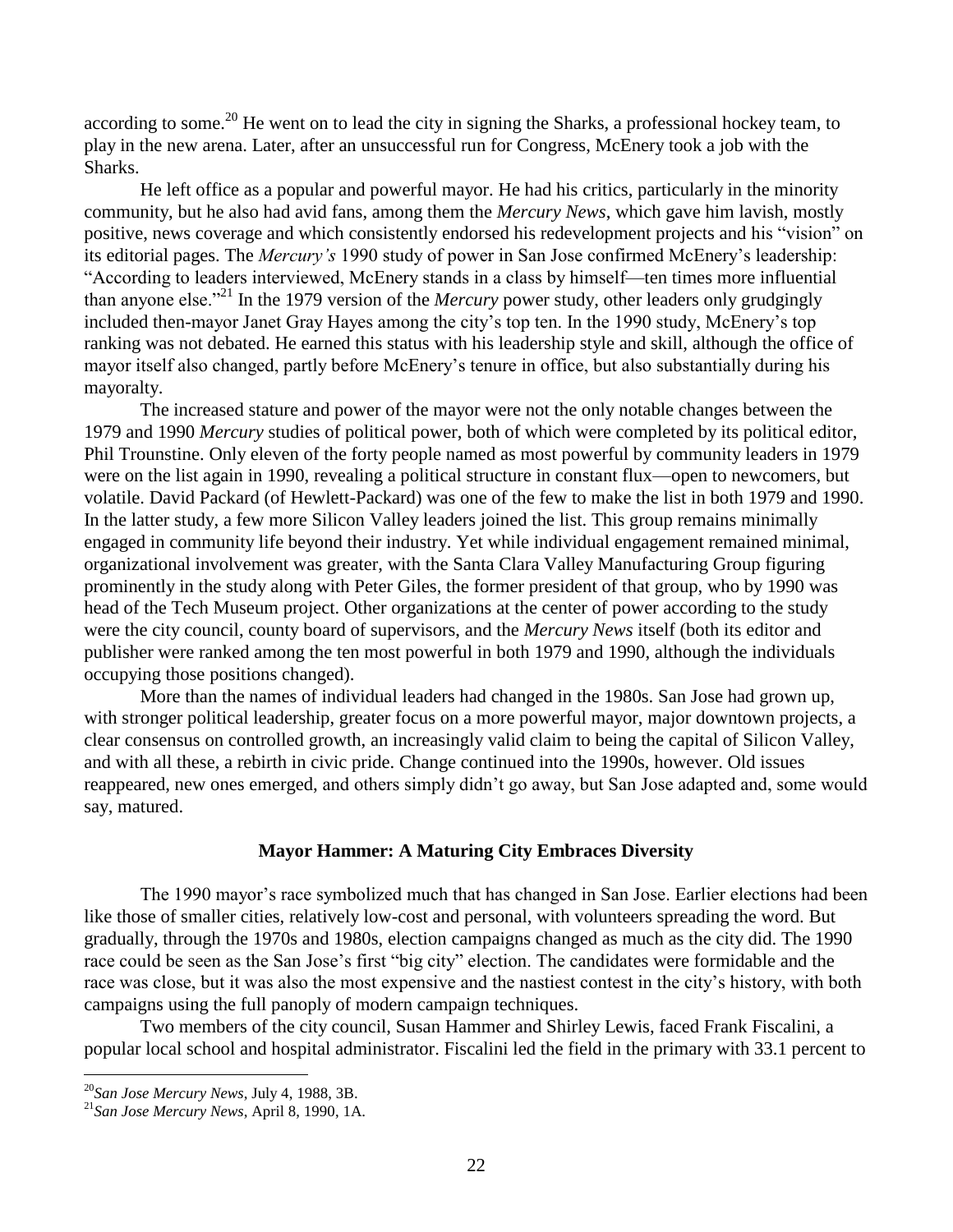according to some.[20] He went on to lead the city in signing the Sharks, a professional hockey team, to play in the new arena. Later, after an unsuccessful run for Congress, McEnery took a job with the Sharks.

He left office as a popular and powerful mayor. He had his critics, particularly in the minority community, but he also had avid fans, among them the *Mercury News*, which gave him lavish, mostly positive, news coverage and which consistently endorsed his redevelopment projects and his "vision" on its editorial pages. The *Mercury's* 1990 study of power in San Jose confirmed McEnery's leadership: "According to leaders interviewed, McEnery stands in a class by himself—ten times more influential than anyone else."[21] In the 1979 version of the *Mercury* power study, other leaders only grudgingly included then-mayor Janet Gray Hayes among the city's top ten. In the 1990 study, McEnery's top ranking was not debated. He earned this status with his leadership style and skill, although the office of mayor itself also changed, partly before McEnery's tenure in office, but also substantially during his mayoralty.

The increased stature and power of the mayor were not the only notable changes between the 1979 and 1990 *Mercury* studies of political power, both of which were completed by its political editor, Phil Trounstine. Only eleven of the forty people named as most powerful by community leaders in 1979 were on the list again in 1990, revealing a political structure in constant flux—open to newcomers, but volatile. David Packard (of Hewlett-Packard) was one of the few to make the list in both 1979 and 1990. In the latter study, a few more Silicon Valley leaders joined the list. This group remains minimally engaged in community life beyond their industry. Yet while individual engagement remained minimal, organizational involvement was greater, with the Santa Clara Valley Manufacturing Group figuring prominently in the study along with Peter Giles, the former president of that group, who by 1990 was head of the Tech Museum project. Other organizations at the center of power according to the study were the city council, county board of supervisors, and the *Mercury News* itself (both its editor and publisher were ranked among the ten most powerful in both 1979 and 1990, although the individuals occupying those positions changed).

More than the names of individual leaders had changed in the 1980s. San Jose had grown up, with stronger political leadership, greater focus on a more powerful mayor, major downtown projects, a clear consensus on controlled growth, an increasingly valid claim to being the capital of Silicon Valley, and with all these, a rebirth in civic pride. Change continued into the 1990s, however. Old issues reappeared, new ones emerged, and others simply didn't go away, but San Jose adapted and, some would say, matured.

### Mayor Hammer: A Maturing City Embraces Diversity

The 1990 mayor's race symbolized much that has changed in San Jose. Earlier elections had been like those of smaller cities, relatively low-cost and personal, with volunteers spreading the word. But gradually, through the 1970s and 1980s, election campaigns changed as much as the city did. The 1990 race could be seen as the San Jose's first "big city" election. The candidates were formidable and the race was close, but it was also the most expensive and the nastiest contest in the city's history, with both campaigns using the full panoply of modern campaign techniques.

Two members of the city council, Susan Hammer and Shirley Lewis, faced Frank Fiscalini, a popular local school and hospital administrator. Fiscalini led the field in the primary with 33.1 percent to

---

[20] *San Jose Mercury News*, July 4, 1988, 3B.

[21] *San Jose Mercury News*, April 8, 1990, 1A.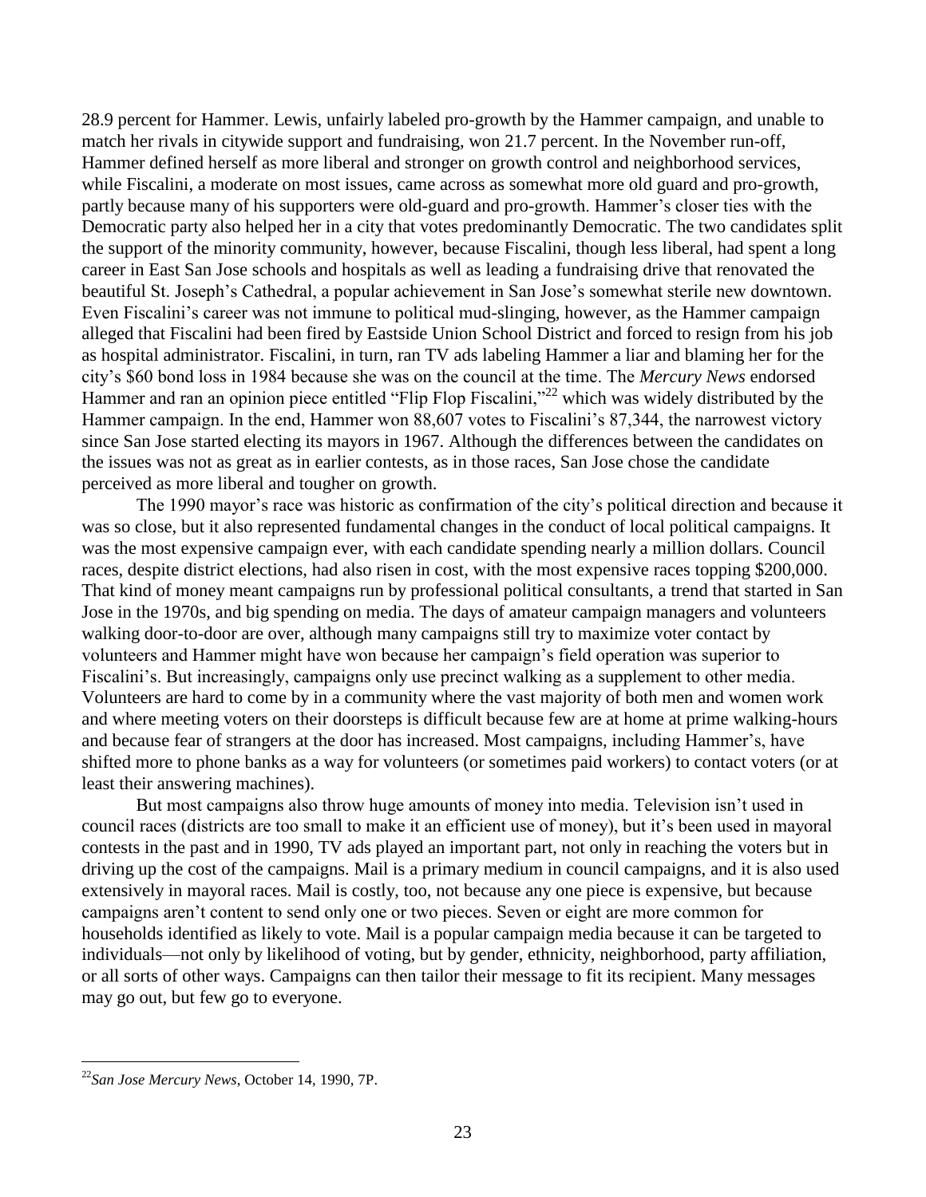28.9 percent for Hammer. Lewis, unfairly labeled pro-growth by the Hammer campaign, and unable to match her rivals in citywide support and fundraising, won 21.7 percent. In the November run-off, Hammer defined herself as more liberal and stronger on growth control and neighborhood services, while Fiscalini, a moderate on most issues, came across as somewhat more old guard and pro-growth, partly because many of his supporters were old-guard and pro-growth. Hammer's closer ties with the Democratic party also helped her in a city that votes predominantly Democratic. The two candidates split the support of the minority community, however, because Fiscalini, though less liberal, had spent a long career in East San Jose schools and hospitals as well as leading a fundraising drive that renovated the beautiful St. Joseph's Cathedral, a popular achievement in San Jose's somewhat sterile new downtown. Even Fiscalini's career was not immune to political mud-slinging, however, as the Hammer campaign alleged that Fiscalini had been fired by Eastside Union School District and forced to resign from his job as hospital administrator. Fiscalini, in turn, ran TV ads labeling Hammer a liar and blaming her for the city's $60 bond loss in 1984 because she was on the council at the time. The *Mercury News* endorsed Hammer and ran an opinion piece entitled "Flip Flop Fiscalini,"[22] which was widely distributed by the Hammer campaign. In the end, Hammer won 88,607 votes to Fiscalini's 87,344, the narrowest victory since San Jose started electing its mayors in 1967. Although the differences between the candidates on the issues was not as great as in earlier contests, as in those races, San Jose chose the candidate perceived as more liberal and tougher on growth.

The 1990 mayor's race was historic as confirmation of the city's political direction and because it was so close, but it also represented fundamental changes in the conduct of local political campaigns. It was the most expensive campaign ever, with each candidate spending nearly a million dollars. Council races, despite district elections, had also risen in cost, with the most expensive races topping $200,000. That kind of money meant campaigns run by professional political consultants, a trend that started in San Jose in the 1970s, and big spending on media. The days of amateur campaign managers and volunteers walking door-to-door are over, although many campaigns still try to maximize voter contact by volunteers and Hammer might have won because her campaign's field operation was superior to Fiscalini's. But increasingly, campaigns only use precinct walking as a supplement to other media. Volunteers are hard to come by in a community where the vast majority of both men and women work and where meeting voters on their doorsteps is difficult because few are at home at prime walking-hours and because fear of strangers at the door has increased. Most campaigns, including Hammer's, have shifted more to phone banks as a way for volunteers (or sometimes paid workers) to contact voters (or at least their answering machines).

But most campaigns also throw huge amounts of money into media. Television isn't used in council races (districts are too small to make it an efficient use of money), but it's been used in mayoral contests in the past and in 1990, TV ads played an important part, not only in reaching the voters but in driving up the cost of the campaigns. Mail is a primary medium in council campaigns, and it is also used extensively in mayoral races. Mail is costly, too, not because any one piece is expensive, but because campaigns aren't content to send only one or two pieces. Seven or eight are more common for households identified as likely to vote. Mail is a popular campaign media because it can be targeted to individuals—not only by likelihood of voting, but by gender, ethnicity, neighborhood, party affiliation, or all sorts of other ways. Campaigns can then tailor their message to fit its recipient. Many messages may go out, but few go to everyone.

---

[22] *San Jose Mercury News*, October 14, 1990, 7P.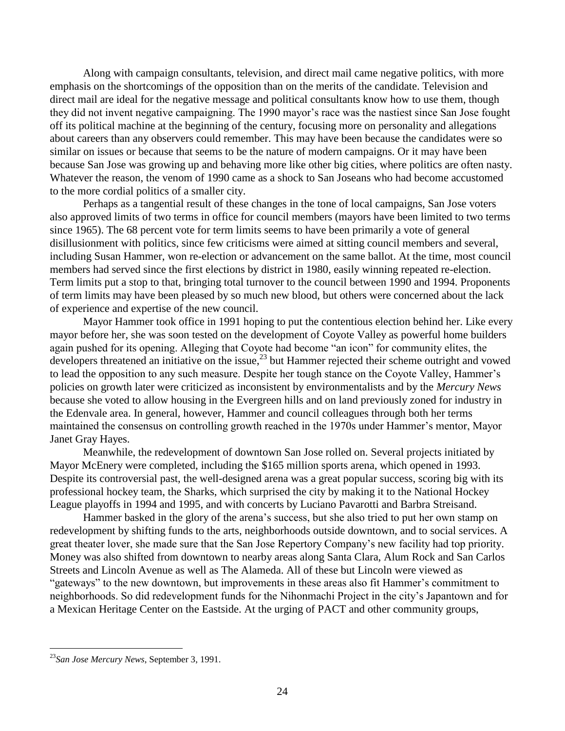Along with campaign consultants, television, and direct mail came negative politics, with more emphasis on the shortcomings of the opposition than on the merits of the candidate. Television and direct mail are ideal for the negative message and political consultants know how to use them, though they did not invent negative campaigning. The 1990 mayor's race was the nastiest since San Jose fought off its political machine at the beginning of the century, focusing more on personality and allegations about careers than any observers could remember. This may have been because the candidates were so similar on issues or because that seems to be the nature of modern campaigns. Or it may have been because San Jose was growing up and behaving more like other big cities, where politics are often nasty. Whatever the reason, the venom of 1990 came as a shock to San Joseans who had become accustomed to the more cordial politics of a smaller city.

Perhaps as a tangential result of these changes in the tone of local campaigns, San Jose voters also approved limits of two terms in office for council members (mayors have been limited to two terms since 1965). The 68 percent vote for term limits seems to have been primarily a vote of general disillusionment with politics, since few criticisms were aimed at sitting council members and several, including Susan Hammer, won re-election or advancement on the same ballot. At the time, most council members had served since the first elections by district in 1980, easily winning repeated re-election. Term limits put a stop to that, bringing total turnover to the council between 1990 and 1994. Proponents of term limits may have been pleased by so much new blood, but others were concerned about the lack of experience and expertise of the new council.

Mayor Hammer took office in 1991 hoping to put the contentious election behind her. Like every mayor before her, she was soon tested on the development of Coyote Valley as powerful home builders again pushed for its opening. Alleging that Coyote had become "an icon" for community elites, the developers threatened an initiative on the issue,[23] but Hammer rejected their scheme outright and vowed to lead the opposition to any such measure. Despite her tough stance on the Coyote Valley, Hammer's policies on growth later were criticized as inconsistent by environmentalists and by the *Mercury News* because she voted to allow housing in the Evergreen hills and on land previously zoned for industry in the Edenvale area. In general, however, Hammer and council colleagues through both her terms maintained the consensus on controlling growth reached in the 1970s under Hammer's mentor, Mayor Janet Gray Hayes.

Meanwhile, the redevelopment of downtown San Jose rolled on. Several projects initiated by Mayor McEnery were completed, including the $165 million sports arena, which opened in 1993. Despite its controversial past, the well-designed arena was a great popular success, scoring big with its professional hockey team, the Sharks, which surprised the city by making it to the National Hockey League playoffs in 1994 and 1995, and with concerts by Luciano Pavarotti and Barbra Streisand.

Hammer basked in the glory of the arena's success, but she also tried to put her own stamp on redevelopment by shifting funds to the arts, neighborhoods outside downtown, and to social services. A great theater lover, she made sure that the San Jose Repertory Company's new facility had top priority. Money was also shifted from downtown to nearby areas along Santa Clara, Alum Rock and San Carlos Streets and Lincoln Avenue as well as The Alameda. All of these but Lincoln were viewed as "gateways" to the new downtown, but improvements in these areas also fit Hammer's commitment to neighborhoods. So did redevelopment funds for the Nihonmachi Project in the city's Japantown and for a Mexican Heritage Center on the Eastside. At the urging of PACT and other community groups,

[23] *San Jose Mercury News*, September 3, 1991.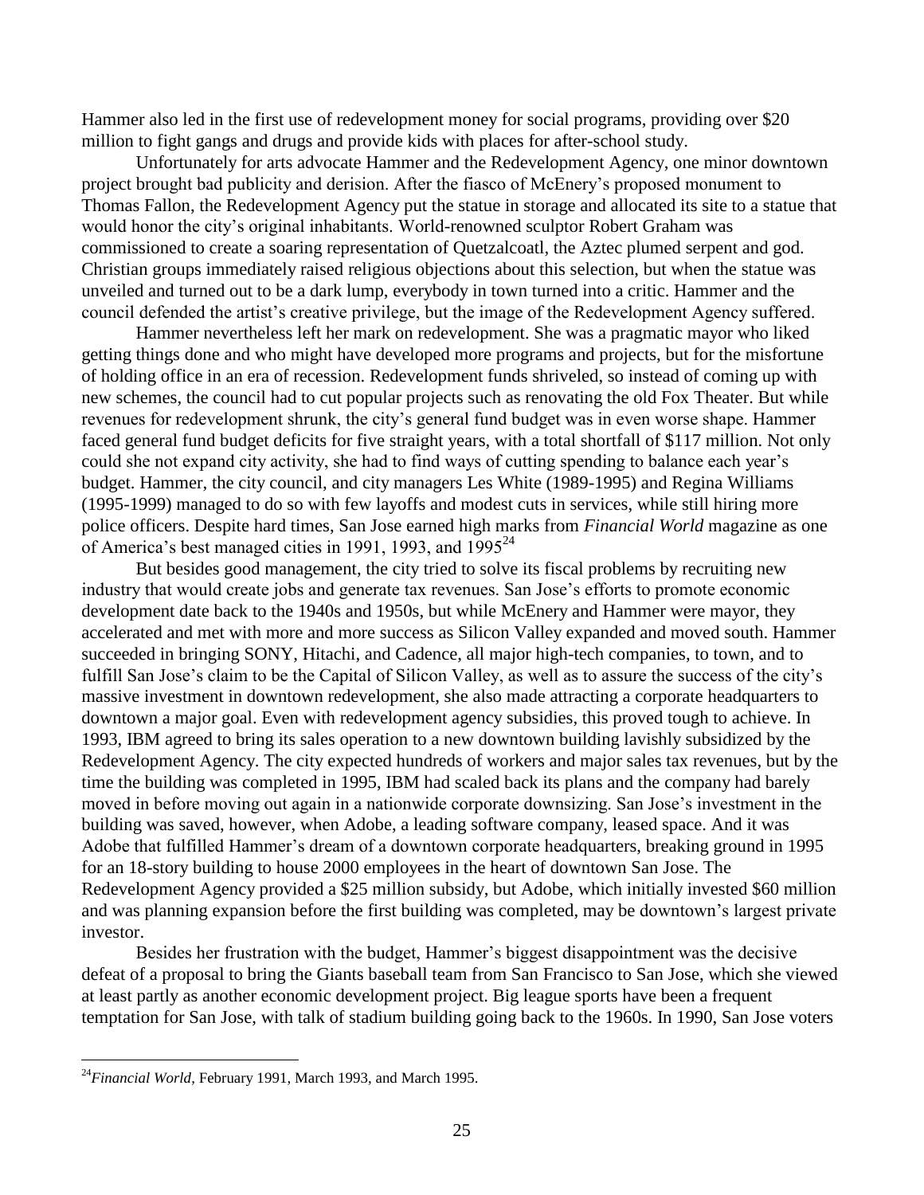Hammer also led in the first use of redevelopment money for social programs, providing over $20 million to fight gangs and drugs and provide kids with places for after-school study.

Unfortunately for arts advocate Hammer and the Redevelopment Agency, one minor downtown project brought bad publicity and derision. After the fiasco of McEnery's proposed monument to Thomas Fallon, the Redevelopment Agency put the statue in storage and allocated its site to a statue that would honor the city's original inhabitants. World-renowned sculptor Robert Graham was commissioned to create a soaring representation of Quetzalcoatl, the Aztec plumed serpent and god. Christian groups immediately raised religious objections about this selection, but when the statue was unveiled and turned out to be a dark lump, everybody in town turned into a critic. Hammer and the council defended the artist's creative privilege, but the image of the Redevelopment Agency suffered.

Hammer nevertheless left her mark on redevelopment. She was a pragmatic mayor who liked getting things done and who might have developed more programs and projects, but for the misfortune of holding office in an era of recession. Redevelopment funds shriveled, so instead of coming up with new schemes, the council had to cut popular projects such as renovating the old Fox Theater. But while revenues for redevelopment shrunk, the city's general fund budget was in even worse shape. Hammer faced general fund budget deficits for five straight years, with a total shortfall of $117 million. Not only could she not expand city activity, she had to find ways of cutting spending to balance each year's budget. Hammer, the city council, and city managers Les White (1989-1995) and Regina Williams (1995-1999) managed to do so with few layoffs and modest cuts in services, while still hiring more police officers. Despite hard times, San Jose earned high marks from *Financial World* magazine as one of America's best managed cities in 1991, 1993, and 1995[24]

But besides good management, the city tried to solve its fiscal problems by recruiting new industry that would create jobs and generate tax revenues. San Jose's efforts to promote economic development date back to the 1940s and 1950s, but while McEnery and Hammer were mayor, they accelerated and met with more and more success as Silicon Valley expanded and moved south. Hammer succeeded in bringing SONY, Hitachi, and Cadence, all major high-tech companies, to town, and to fulfill San Jose's claim to be the Capital of Silicon Valley, as well as to assure the success of the city's massive investment in downtown redevelopment, she also made attracting a corporate headquarters to downtown a major goal. Even with redevelopment agency subsidies, this proved tough to achieve. In 1993, IBM agreed to bring its sales operation to a new downtown building lavishly subsidized by the Redevelopment Agency. The city expected hundreds of workers and major sales tax revenues, but by the time the building was completed in 1995, IBM had scaled back its plans and the company had barely moved in before moving out again in a nationwide corporate downsizing. San Jose's investment in the building was saved, however, when Adobe, a leading software company, leased space. And it was Adobe that fulfilled Hammer's dream of a downtown corporate headquarters, breaking ground in 1995 for an 18-story building to house 2000 employees in the heart of downtown San Jose. The Redevelopment Agency provided a $25 million subsidy, but Adobe, which initially invested $60 million and was planning expansion before the first building was completed, may be downtown's largest private investor.

Besides her frustration with the budget, Hammer's biggest disappointment was the decisive defeat of a proposal to bring the Giants baseball team from San Francisco to San Jose, which she viewed at least partly as another economic development project. Big league sports have been a frequent temptation for San Jose, with talk of stadium building going back to the 1960s. In 1990, San Jose voters

---

[24] *Financial World*, February 1991, March 1993, and March 1995.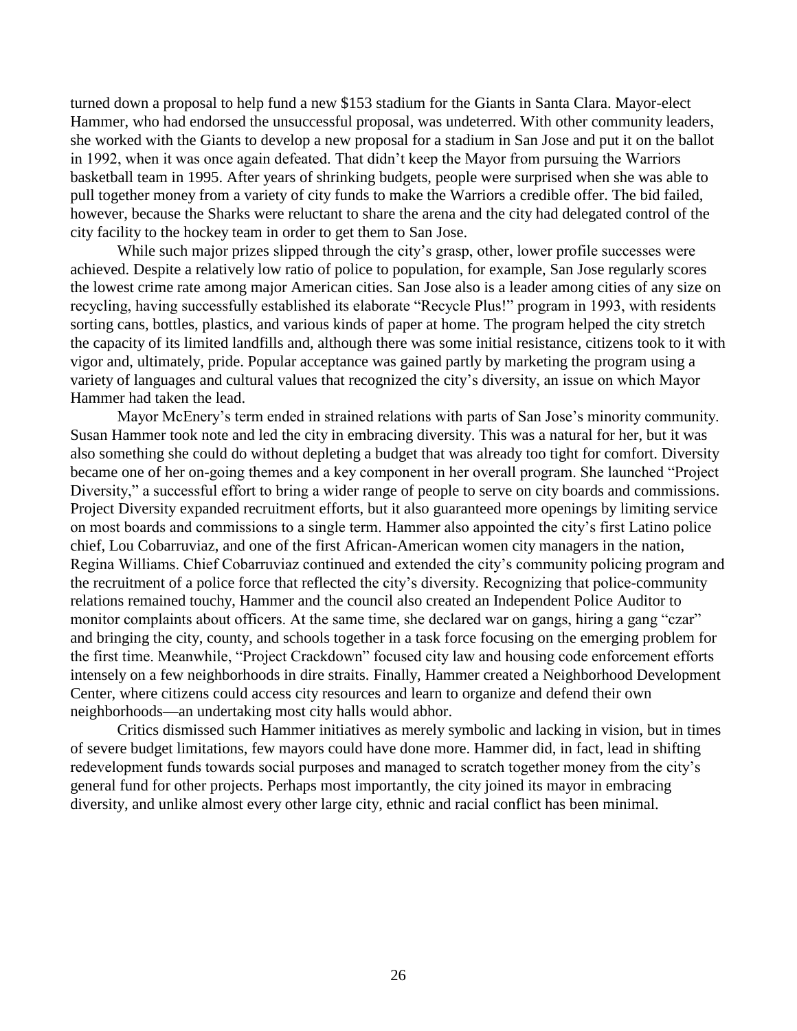turned down a proposal to help fund a new $153 stadium for the Giants in Santa Clara. Mayor-elect Hammer, who had endorsed the unsuccessful proposal, was undeterred. With other community leaders, she worked with the Giants to develop a new proposal for a stadium in San Jose and put it on the ballot in 1992, when it was once again defeated. That didn't keep the Mayor from pursuing the Warriors basketball team in 1995. After years of shrinking budgets, people were surprised when she was able to pull together money from a variety of city funds to make the Warriors a credible offer. The bid failed, however, because the Sharks were reluctant to share the arena and the city had delegated control of the city facility to the hockey team in order to get them to San Jose.

While such major prizes slipped through the city's grasp, other, lower profile successes were achieved. Despite a relatively low ratio of police to population, for example, San Jose regularly scores the lowest crime rate among major American cities. San Jose also is a leader among cities of any size on recycling, having successfully established its elaborate "Recycle Plus!" program in 1993, with residents sorting cans, bottles, plastics, and various kinds of paper at home. The program helped the city stretch the capacity of its limited landfills and, although there was some initial resistance, citizens took to it with vigor and, ultimately, pride. Popular acceptance was gained partly by marketing the program using a variety of languages and cultural values that recognized the city's diversity, an issue on which Mayor Hammer had taken the lead.

Mayor McEnery's term ended in strained relations with parts of San Jose's minority community. Susan Hammer took note and led the city in embracing diversity. This was a natural for her, but it was also something she could do without depleting a budget that was already too tight for comfort. Diversity became one of her on-going themes and a key component in her overall program. She launched "Project Diversity," a successful effort to bring a wider range of people to serve on city boards and commissions. Project Diversity expanded recruitment efforts, but it also guaranteed more openings by limiting service on most boards and commissions to a single term. Hammer also appointed the city's first Latino police chief, Lou Cobarruviaz, and one of the first African-American women city managers in the nation, Regina Williams. Chief Cobarruviaz continued and extended the city's community policing program and the recruitment of a police force that reflected the city's diversity. Recognizing that police-community relations remained touchy, Hammer and the council also created an Independent Police Auditor to monitor complaints about officers. At the same time, she declared war on gangs, hiring a gang "czar" and bringing the city, county, and schools together in a task force focusing on the emerging problem for the first time. Meanwhile, "Project Crackdown" focused city law and housing code enforcement efforts intensely on a few neighborhoods in dire straits. Finally, Hammer created a Neighborhood Development Center, where citizens could access city resources and learn to organize and defend their own neighborhoods—an undertaking most city halls would abhor.

Critics dismissed such Hammer initiatives as merely symbolic and lacking in vision, but in times of severe budget limitations, few mayors could have done more. Hammer did, in fact, lead in shifting redevelopment funds towards social purposes and managed to scratch together money from the city's general fund for other projects. Perhaps most importantly, the city joined its mayor in embracing diversity, and unlike almost every other large city, ethnic and racial conflict has been minimal.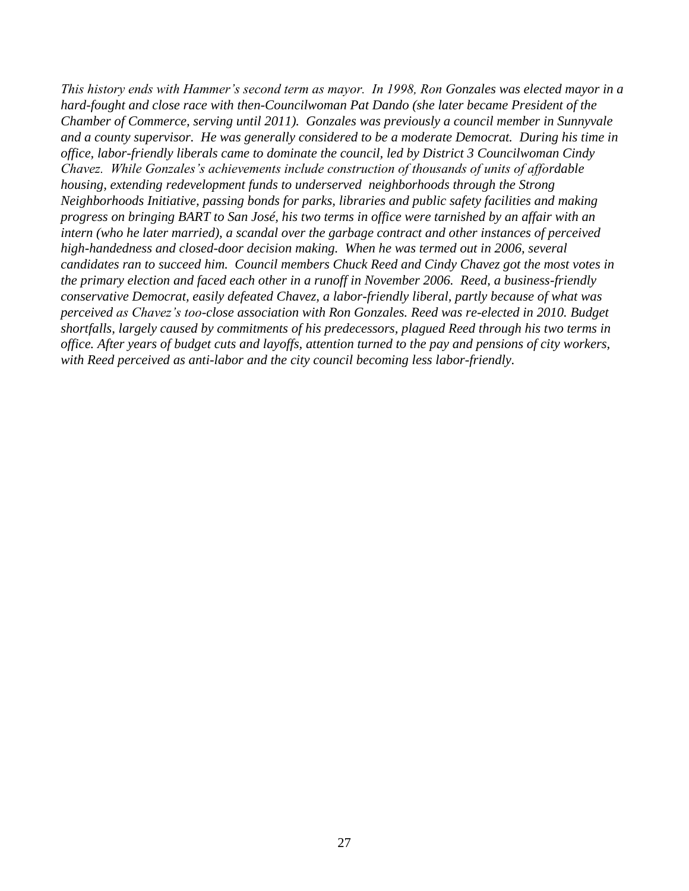*This history ends with Hammer's second term as mayor. In 1998, Ron Gonzales was elected mayor in a hard-fought and close race with then-Councilwoman Pat Dando (she later became President of the Chamber of Commerce, serving until 2011). Gonzales was previously a council member in Sunnyvale and a county supervisor. He was generally considered to be a moderate Democrat. During his time in office, labor-friendly liberals came to dominate the council, led by District 3 Councilwoman Cindy Chavez. While Gonzales's achievements include construction of thousands of units of affordable housing, extending redevelopment funds to underserved neighborhoods through the Strong Neighborhoods Initiative, passing bonds for parks, libraries and public safety facilities and making progress on bringing BART to San José, his two terms in office were tarnished by an affair with an intern (who he later married), a scandal over the garbage contract and other instances of perceived high-handedness and closed-door decision making. When he was termed out in 2006, several candidates ran to succeed him. Council members Chuck Reed and Cindy Chavez got the most votes in the primary election and faced each other in a runoff in November 2006. Reed, a business-friendly conservative Democrat, easily defeated Chavez, a labor-friendly liberal, partly because of what was perceived as Chavez's too-close association with Ron Gonzales. Reed was re-elected in 2010. Budget shortfalls, largely caused by commitments of his predecessors, plagued Reed through his two terms in office. After years of budget cuts and layoffs, attention turned to the pay and pensions of city workers, with Reed perceived as anti-labor and the city council becoming less labor-friendly.*